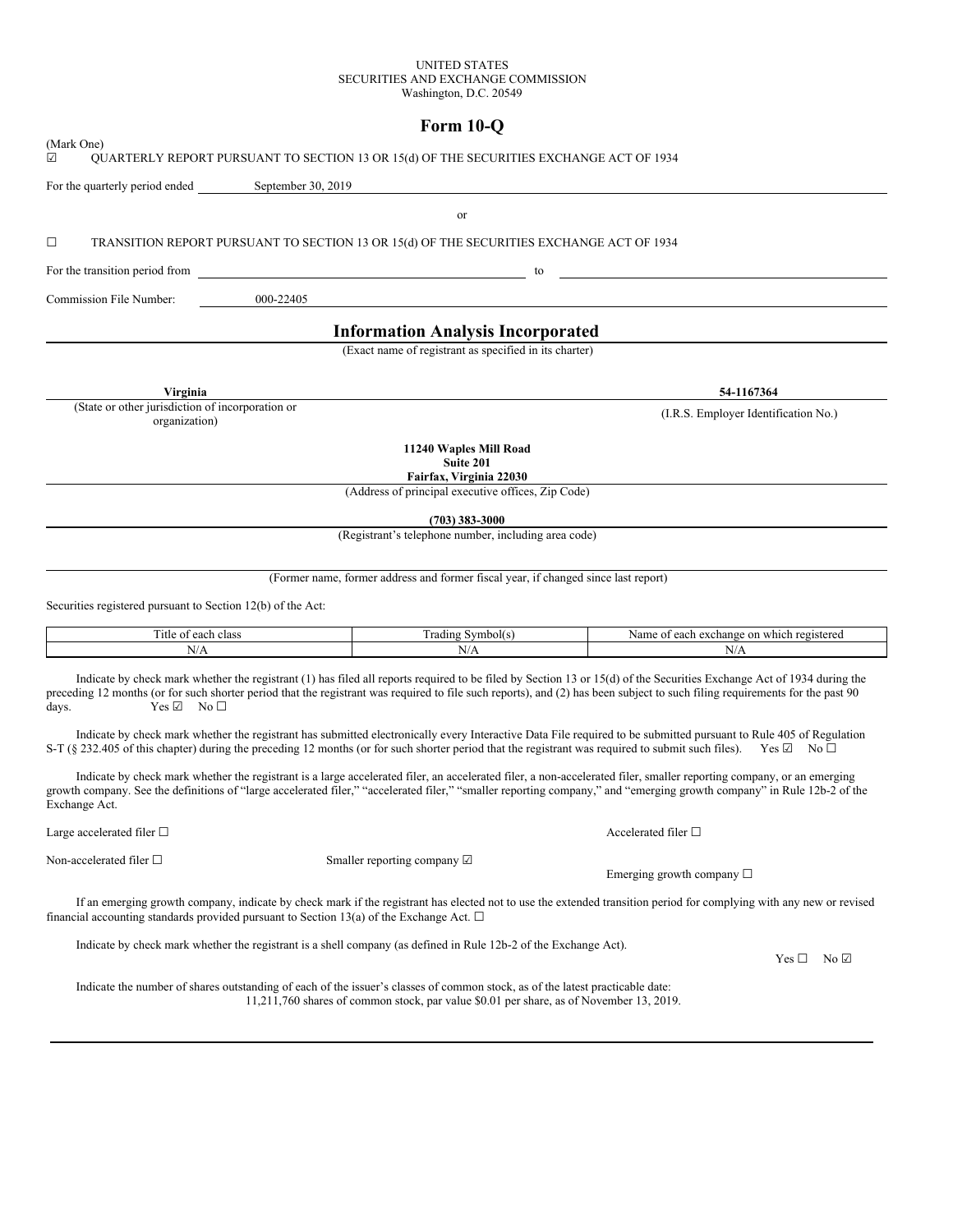UNITED STATES
SECURITIES AND EXCHANGE COMMISSION
Washington, D.C. 20549

# Form 10-Q

(Mark One)

☑ QUARTERLY REPORT PURSUANT TO SECTION 13 OR 15(d) OF THE SECURITIES EXCHANGE ACT OF 1934

For the quarterly period ended September 30, 2019

or

☐ TRANSITION REPORT PURSUANT TO SECTION 13 OR 15(d) OF THE SECURITIES EXCHANGE ACT OF 1934

For the transition period from \_\_\_\_\_\_\_\_ to \_\_\_\_\_\_\_\_

Commission File Number: 000-22405

## Information Analysis Incorporated

(Exact name of registrant as specified in its charter)

| **Virginia** | **54-1167364** |
|---|---|
| (State or other jurisdiction of incorporation or organization) | (I.R.S. Employer Identification No.) |

**11240 Waples Mill Road**
**Suite 201**
**Fairfax, Virginia 22030**
(Address of principal executive offices, Zip Code)

**(703) 383-3000**
(Registrant's telephone number, including area code)

(Former name, former address and former fiscal year, if changed since last report)

Securities registered pursuant to Section 12(b) of the Act:

| Title of each class | Trading Symbol(s) | Name of each exchange on which registered |
|---|---|---|
| N/A | N/A | N/A |

Indicate by check mark whether the registrant (1) has filed all reports required to be filed by Section 13 or 15(d) of the Securities Exchange Act of 1934 during the preceding 12 months (or for such shorter period that the registrant was required to file such reports), and (2) has been subject to such filing requirements for the past 90 days. Yes ☑ No ☐

Indicate by check mark whether the registrant has submitted electronically every Interactive Data File required to be submitted pursuant to Rule 405 of Regulation S-T (§ 232.405 of this chapter) during the preceding 12 months (or for such shorter period that the registrant was required to submit such files). Yes ☑ No ☐

Indicate by check mark whether the registrant is a large accelerated filer, an accelerated filer, a non-accelerated filer, smaller reporting company, or an emerging growth company. See the definitions of "large accelerated filer," "accelerated filer," "smaller reporting company," and "emerging growth company" in Rule 12b-2 of the Exchange Act.

Large accelerated filer ☐ Accelerated filer ☐

Non-accelerated filer ☐ Smaller reporting company ☑ Emerging growth company ☐

If an emerging growth company, indicate by check mark if the registrant has elected not to use the extended transition period for complying with any new or revised financial accounting standards provided pursuant to Section 13(a) of the Exchange Act. ☐

Indicate by check mark whether the registrant is a shell company (as defined in Rule 12b-2 of the Exchange Act).

Yes ☐ No ☑

Indicate the number of shares outstanding of each of the issuer's classes of common stock, as of the latest practicable date:
11,211,760 shares of common stock, par value $0.01 per share, as of November 13, 2019.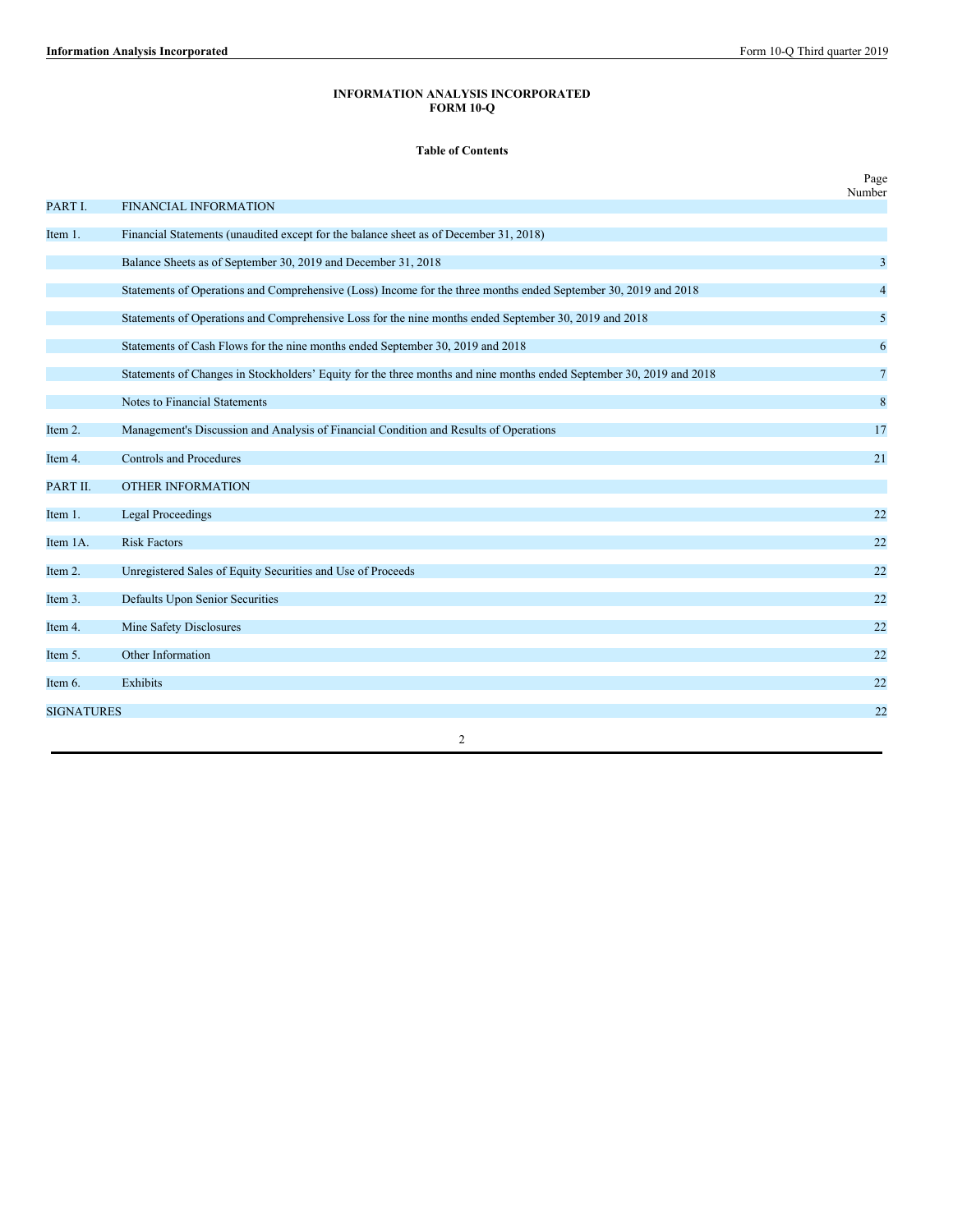**INFORMATION ANALYSIS INCORPORATED**
**FORM 10-Q**

**Table of Contents**

| | | Page Number |
|---|---|---|
| PART I. | FINANCIAL INFORMATION | |
| Item 1. | Financial Statements (unaudited except for the balance sheet as of December 31, 2018) | |
| | Balance Sheets as of September 30, 2019 and December 31, 2018 | 3 |
| | Statements of Operations and Comprehensive (Loss) Income for the three months ended September 30, 2019 and 2018 | 4 |
| | Statements of Operations and Comprehensive Loss for the nine months ended September 30, 2019 and 2018 | 5 |
| | Statements of Cash Flows for the nine months ended September 30, 2019 and 2018 | 6 |
| | Statements of Changes in Stockholders' Equity for the three months and nine months ended September 30, 2019 and 2018 | 7 |
| | Notes to Financial Statements | 8 |
| Item 2. | Management's Discussion and Analysis of Financial Condition and Results of Operations | 17 |
| Item 4. | Controls and Procedures | 21 |
| PART II. | OTHER INFORMATION | |
| Item 1. | Legal Proceedings | 22 |
| Item 1A. | Risk Factors | 22 |
| Item 2. | Unregistered Sales of Equity Securities and Use of Proceeds | 22 |
| Item 3. | Defaults Upon Senior Securities | 22 |
| Item 4. | Mine Safety Disclosures | 22 |
| Item 5. | Other Information | 22 |
| Item 6. | Exhibits | 22 |
| SIGNATURES | | 22 |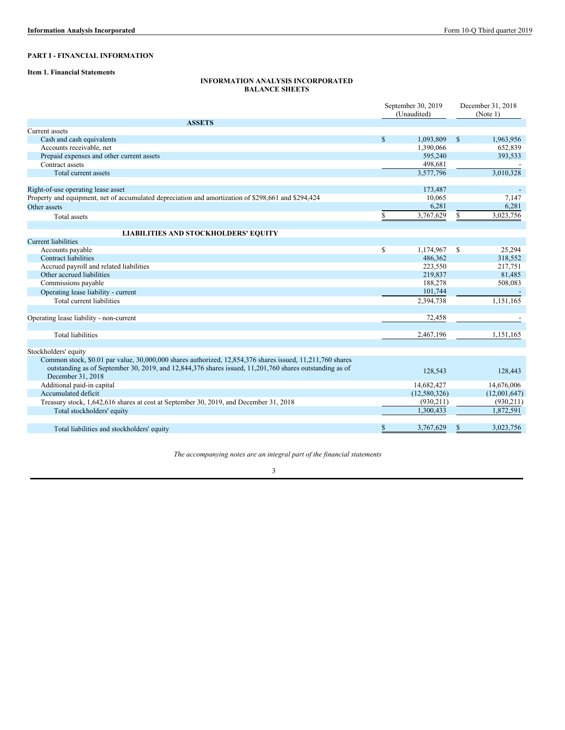## PART I - FINANCIAL INFORMATION

### Item 1. Financial Statements

**INFORMATION ANALYSIS INCORPORATED**
**BALANCE SHEETS**

| | September 30, 2019 (Unaudited) | December 31, 2018 (Note 1) |
|---|---|---|
| **ASSETS** | | |
| Current assets | | |
| Cash and cash equivalents | $ 1,093,809 | $ 1,963,956 |
| Accounts receivable, net | 1,390,066 | 652,839 |
| Prepaid expenses and other current assets | 595,240 | 393,533 |
| Contract assets | 498,681 | - |
| Total current assets | 3,577,796 | 3,010,328 |
| | | |
| Right-of-use operating lease asset | 173,487 | - |
| Property and equipment, net of accumulated depreciation and amortization of $298,661 and $294,424 | 10,065 | 7,147 |
| Other assets | 6,281 | 6,281 |
| Total assets | $ 3,767,629 | $ 3,023,756 |
| | | |
| **LIABILITIES AND STOCKHOLDERS' EQUITY** | | |
| Current liabilities | | |
| Accounts payable | $ 1,174,967 | $ 25,294 |
| Contract liabilities | 486,362 | 318,552 |
| Accrued payroll and related liabilities | 223,550 | 217,751 |
| Other accrued liabilities | 219,837 | 81,485 |
| Commissions payable | 188,278 | 508,083 |
| Operating lease liability - current | 101,744 | - |
| Total current liabilities | 2,394,738 | 1,151,165 |
| | | |
| Operating lease liability - non-current | 72,458 | - |
| | | |
| Total liabilities | 2,467,196 | 1,151,165 |
| | | |
| Stockholders' equity | | |
| Common stock, $0.01 par value, 30,000,000 shares authorized, 12,854,376 shares issued, 11,211,760 shares outstanding as of September 30, 2019, and 12,844,376 shares issued, 11,201,760 shares outstanding as of December 31, 2018 | 128,543 | 128,443 |
| Additional paid-in capital | 14,682,427 | 14,676,006 |
| Accumulated deficit | (12,580,326) | (12,001,647) |
| Treasury stock, 1,642,616 shares at cost at September 30, 2019, and December 31, 2018 | (930,211) | (930,211) |
| Total stockholders' equity | 1,300,433 | 1,872,591 |
| | | |
| Total liabilities and stockholders' equity | $ 3,767,629 | $ 3,023,756 |

*The accompanying notes are an integral part of the financial statements*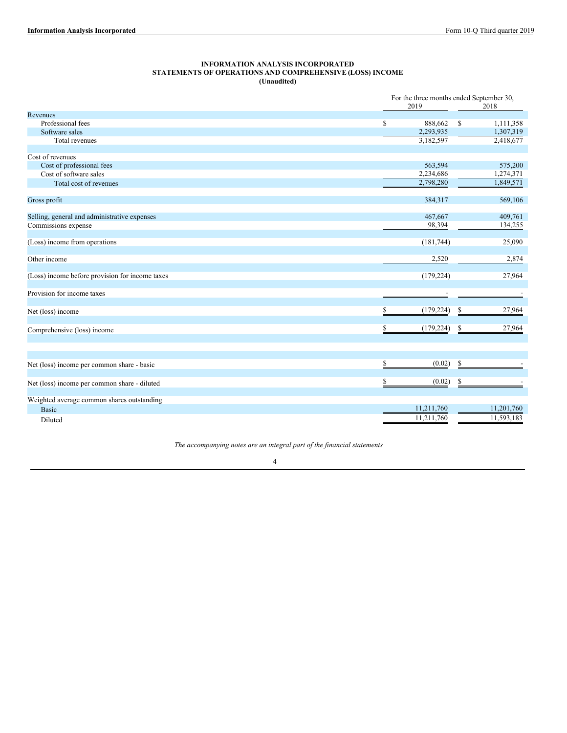**INFORMATION ANALYSIS INCORPORATED**
**STATEMENTS OF OPERATIONS AND COMPREHENSIVE (LOSS) INCOME**
**(Unaudited)**

| | For the three months ended September 30, | |
|---|---|---|
| | 2019 | 2018 |
| Revenues | | |
| Professional fees | $ 888,662 | $ 1,111,358 |
| Software sales | 2,293,935 | 1,307,319 |
| Total revenues | 3,182,597 | 2,418,677 |
| | | |
| Cost of revenues | | |
| Cost of professional fees | 563,594 | 575,200 |
| Cost of software sales | 2,234,686 | 1,274,371 |
| Total cost of revenues | 2,798,280 | 1,849,571 |
| | | |
| Gross profit | 384,317 | 569,106 |
| | | |
| Selling, general and administrative expenses | 467,667 | 409,761 |
| Commissions expense | 98,394 | 134,255 |
| | | |
| (Loss) income from operations | (181,744) | 25,090 |
| | | |
| Other income | 2,520 | 2,874 |
| | | |
| (Loss) income before provision for income taxes | (179,224) | 27,964 |
| | | |
| Provision for income taxes | - | - |
| | | |
| Net (loss) income | $ (179,224) | $ 27,964 |
| | | |
| Comprehensive (loss) income | $ (179,224) | $ 27,964 |
| | | |
| Net (loss) income per common share - basic | $ (0.02) | $ - |
| | | |
| Net (loss) income per common share - diluted | $ (0.02) | $ - |
| | | |
| Weighted average common shares outstanding | | |
| Basic | 11,211,760 | 11,201,760 |
| Diluted | 11,211,760 | 11,593,183 |

*The accompanying notes are an integral part of the financial statements*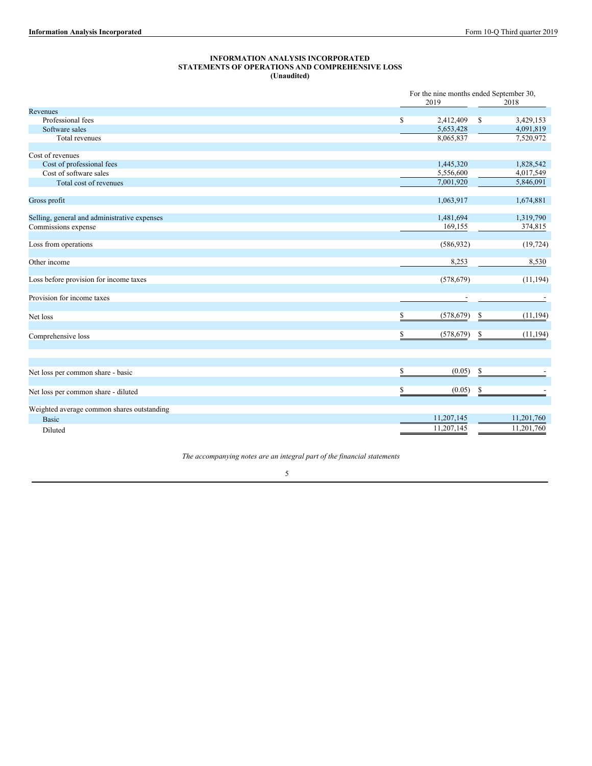**INFORMATION ANALYSIS INCORPORATED**
**STATEMENTS OF OPERATIONS AND COMPREHENSIVE LOSS**
**(Unaudited)**

| | For the nine months ended September 30, | |
|---|---|---|
| | 2019 | 2018 |
| Revenues | | |
| Professional fees | $ 2,412,409 | $ 3,429,153 |
| Software sales | 5,653,428 | 4,091,819 |
| Total revenues | 8,065,837 | 7,520,972 |
| | | |
| Cost of revenues | | |
| Cost of professional fees | 1,445,320 | 1,828,542 |
| Cost of software sales | 5,556,600 | 4,017,549 |
| Total cost of revenues | 7,001,920 | 5,846,091 |
| | | |
| Gross profit | 1,063,917 | 1,674,881 |
| | | |
| Selling, general and administrative expenses | 1,481,694 | 1,319,790 |
| Commissions expense | 169,155 | 374,815 |
| | | |
| Loss from operations | (586,932) | (19,724) |
| | | |
| Other income | 8,253 | 8,530 |
| | | |
| Loss before provision for income taxes | (578,679) | (11,194) |
| | | |
| Provision for income taxes | - | - |
| | | |
| Net loss | $ (578,679) | $ (11,194) |
| | | |
| Comprehensive loss | $ (578,679) | $ (11,194) |
| | | |
| Net loss per common share - basic | $ (0.05) | $ - |
| | | |
| Net loss per common share - diluted | $ (0.05) | $ - |
| | | |
| Weighted average common shares outstanding | | |
| Basic | 11,207,145 | 11,201,760 |
| Diluted | 11,207,145 | 11,201,760 |

*The accompanying notes are an integral part of the financial statements*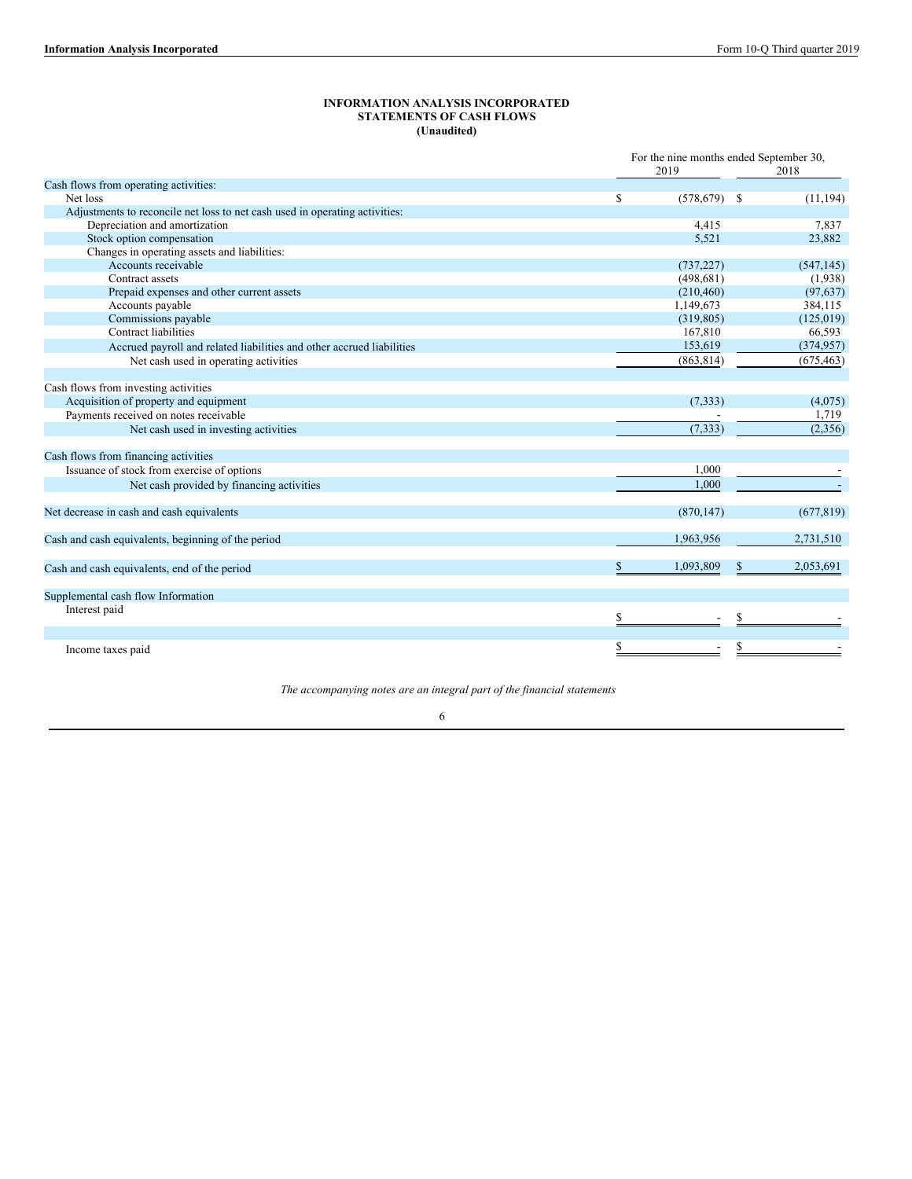**INFORMATION ANALYSIS INCORPORATED**
**STATEMENTS OF CASH FLOWS**
**(Unaudited)**

| | For the nine months ended September 30, 2019 | 2018 |
|---|---|---|
| Cash flows from operating activities: | | |
| Net loss | $ (578,679) | $ (11,194) |
| Adjustments to reconcile net loss to net cash used in operating activities: | | |
| Depreciation and amortization | 4,415 | 7,837 |
| Stock option compensation | 5,521 | 23,882 |
| Changes in operating assets and liabilities: | | |
| Accounts receivable | (737,227) | (547,145) |
| Contract assets | (498,681) | (1,938) |
| Prepaid expenses and other current assets | (210,460) | (97,637) |
| Accounts payable | 1,149,673 | 384,115 |
| Commissions payable | (319,805) | (125,019) |
| Contract liabilities | 167,810 | 66,593 |
| Accrued payroll and related liabilities and other accrued liabilities | 153,619 | (374,957) |
| Net cash used in operating activities | (863,814) | (675,463) |
| | | |
| Cash flows from investing activities | | |
| Acquisition of property and equipment | (7,333) | (4,075) |
| Payments received on notes receivable | - | 1,719 |
| Net cash used in investing activities | (7,333) | (2,356) |
| | | |
| Cash flows from financing activities | | |
| Issuance of stock from exercise of options | 1,000 | - |
| Net cash provided by financing activities | 1,000 | - |
| | | |
| Net decrease in cash and cash equivalents | (870,147) | (677,819) |
| | | |
| Cash and cash equivalents, beginning of the period | 1,963,956 | 2,731,510 |
| | | |
| Cash and cash equivalents, end of the period | $ 1,093,809 | $ 2,053,691 |
| | | |
| Supplemental cash flow Information | | |
| Interest paid | $ - | $ - |
| | | |
| Income taxes paid | $ - | $ - |

*The accompanying notes are an integral part of the financial statements*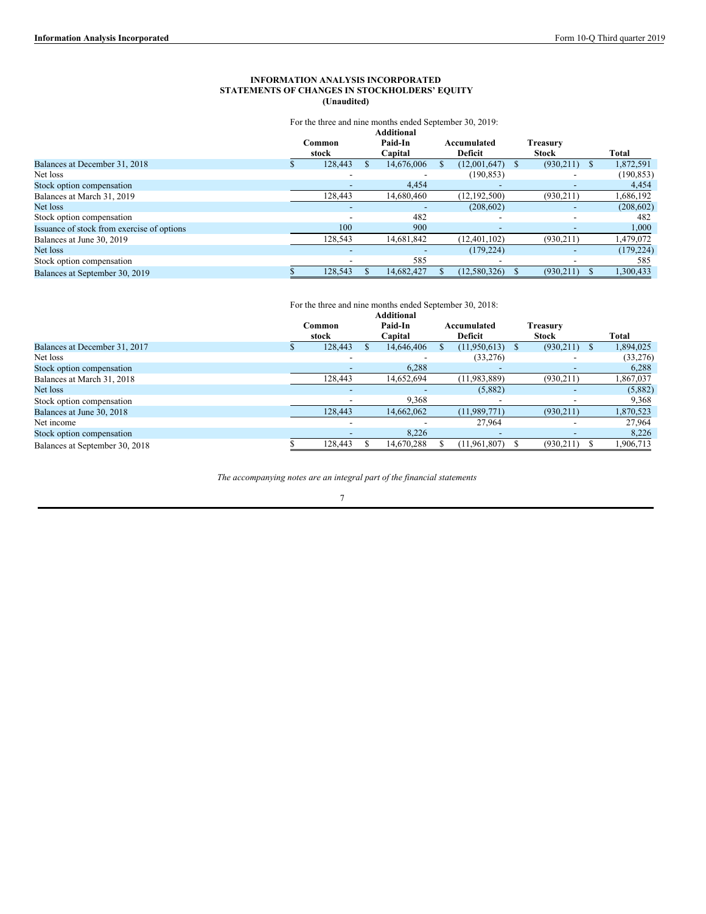# INFORMATION ANALYSIS INCORPORATED
## STATEMENTS OF CHANGES IN STOCKHOLDERS' EQUITY
### (Unaudited)

For the three and nine months ended September 30, 2019:

| | Common stock | Additional Paid-In Capital | Accumulated Deficit | Treasury Stock | Total |
|---|---|---|---|---|---|
| Balances at December 31, 2018 | $ 128,443 | $ 14,676,006 | $ (12,001,647) | $ (930,211) | $ 1,872,591 |
| Net loss | - | - | (190,853) | - | (190,853) |
| Stock option compensation | - | 4,454 | - | - | 4,454 |
| Balances at March 31, 2019 | 128,443 | 14,680,460 | (12,192,500) | (930,211) | 1,686,192 |
| Net loss | - | - | (208,602) | - | (208,602) |
| Stock option compensation | - | 482 | - | - | 482 |
| Issuance of stock from exercise of options | 100 | 900 | - | - | 1,000 |
| Balances at June 30, 2019 | 128,543 | 14,681,842 | (12,401,102) | (930,211) | 1,479,072 |
| Net loss | - | - | (179,224) | - | (179,224) |
| Stock option compensation | - | 585 | - | - | 585 |
| Balances at September 30, 2019 | $ 128,543 | $ 14,682,427 | $ (12,580,326) | $ (930,211) | $ 1,300,433 |

For the three and nine months ended September 30, 2018:

| | Common stock | Additional Paid-In Capital | Accumulated Deficit | Treasury Stock | Total |
|---|---|---|---|---|---|
| Balances at December 31, 2017 | $ 128,443 | $ 14,646,406 | $ (11,950,613) | $ (930,211) | $ 1,894,025 |
| Net loss | - | - | (33,276) | - | (33,276) |
| Stock option compensation | - | 6,288 | - | - | 6,288 |
| Balances at March 31, 2018 | 128,443 | 14,652,694 | (11,983,889) | (930,211) | 1,867,037 |
| Net loss | - | - | (5,882) | - | (5,882) |
| Stock option compensation | - | 9,368 | - | - | 9,368 |
| Balances at June 30, 2018 | 128,443 | 14,662,062 | (11,989,771) | (930,211) | 1,870,523 |
| Net income | - | - | 27,964 | - | 27,964 |
| Stock option compensation | - | 8,226 | - | - | 8,226 |
| Balances at September 30, 2018 | $ 128,443 | $ 14,670,288 | $ (11,961,807) | $ (930,211) | $ 1,906,713 |

*The accompanying notes are an integral part of the financial statements*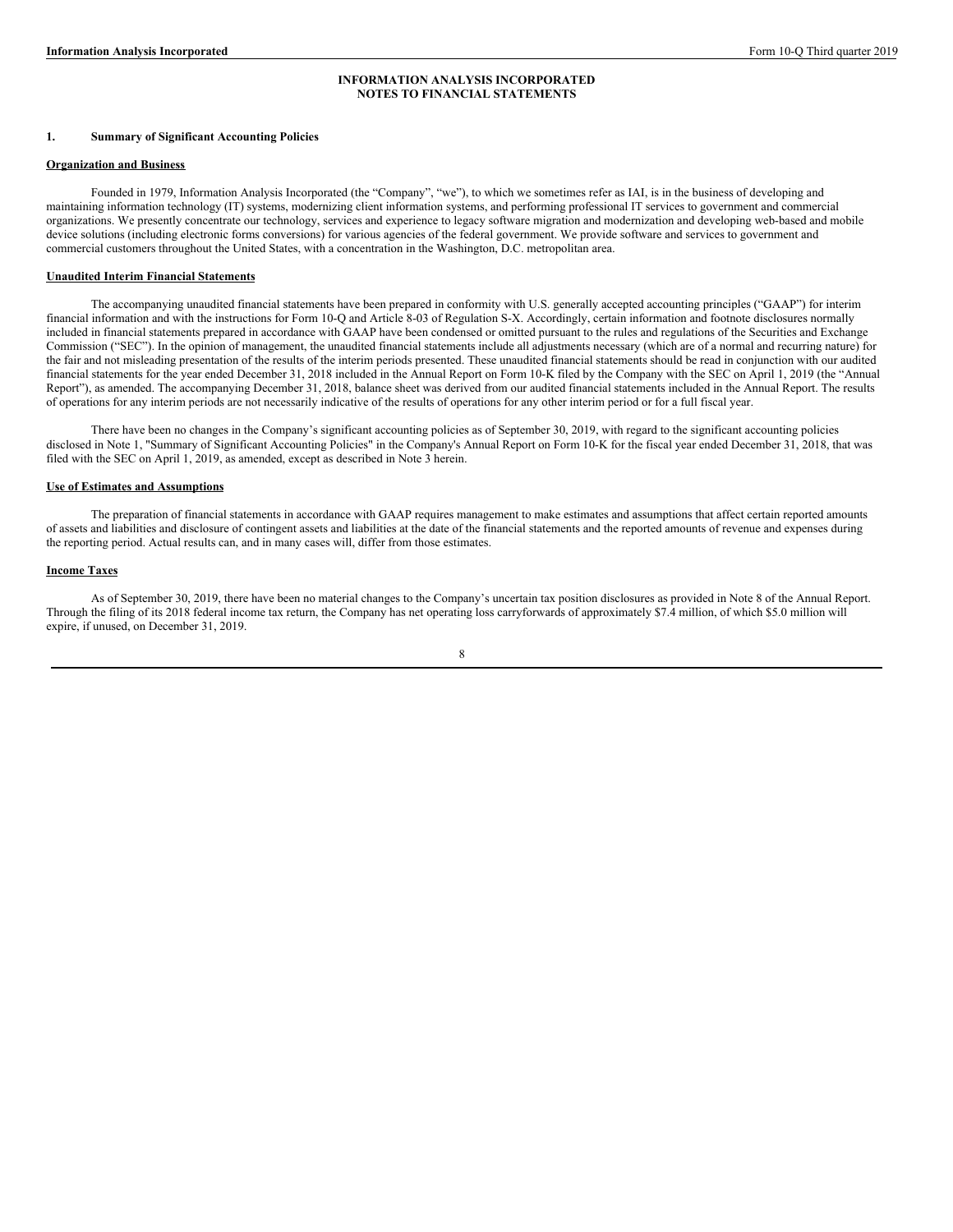# INFORMATION ANALYSIS INCORPORATED
# NOTES TO FINANCIAL STATEMENTS

## 1. Summary of Significant Accounting Policies

### Organization and Business

Founded in 1979, Information Analysis Incorporated (the "Company", "we"), to which we sometimes refer as IAI, is in the business of developing and maintaining information technology (IT) systems, modernizing client information systems, and performing professional IT services to government and commercial organizations. We presently concentrate our technology, services and experience to legacy software migration and modernization and developing web-based and mobile device solutions (including electronic forms conversions) for various agencies of the federal government. We provide software and services to government and commercial customers throughout the United States, with a concentration in the Washington, D.C. metropolitan area.

### Unaudited Interim Financial Statements

The accompanying unaudited financial statements have been prepared in conformity with U.S. generally accepted accounting principles ("GAAP") for interim financial information and with the instructions for Form 10-Q and Article 8-03 of Regulation S-X. Accordingly, certain information and footnote disclosures normally included in financial statements prepared in accordance with GAAP have been condensed or omitted pursuant to the rules and regulations of the Securities and Exchange Commission ("SEC"). In the opinion of management, the unaudited financial statements include all adjustments necessary (which are of a normal and recurring nature) for the fair and not misleading presentation of the results of the interim periods presented. These unaudited financial statements should be read in conjunction with our audited financial statements for the year ended December 31, 2018 included in the Annual Report on Form 10-K filed by the Company with the SEC on April 1, 2019 (the "Annual Report"), as amended. The accompanying December 31, 2018, balance sheet was derived from our audited financial statements included in the Annual Report. The results of operations for any interim periods are not necessarily indicative of the results of operations for any other interim period or for a full fiscal year.

There have been no changes in the Company's significant accounting policies as of September 30, 2019, with regard to the significant accounting policies disclosed in Note 1, "Summary of Significant Accounting Policies" in the Company's Annual Report on Form 10-K for the fiscal year ended December 31, 2018, that was filed with the SEC on April 1, 2019, as amended, except as described in Note 3 herein.

### Use of Estimates and Assumptions

The preparation of financial statements in accordance with GAAP requires management to make estimates and assumptions that affect certain reported amounts of assets and liabilities and disclosure of contingent assets and liabilities at the date of the financial statements and the reported amounts of revenue and expenses during the reporting period. Actual results can, and in many cases will, differ from those estimates.

### Income Taxes

As of September 30, 2019, there have been no material changes to the Company's uncertain tax position disclosures as provided in Note 8 of the Annual Report. Through the filing of its 2018 federal income tax return, the Company has net operating loss carryforwards of approximately $7.4 million, of which $5.0 million will expire, if unused, on December 31, 2019.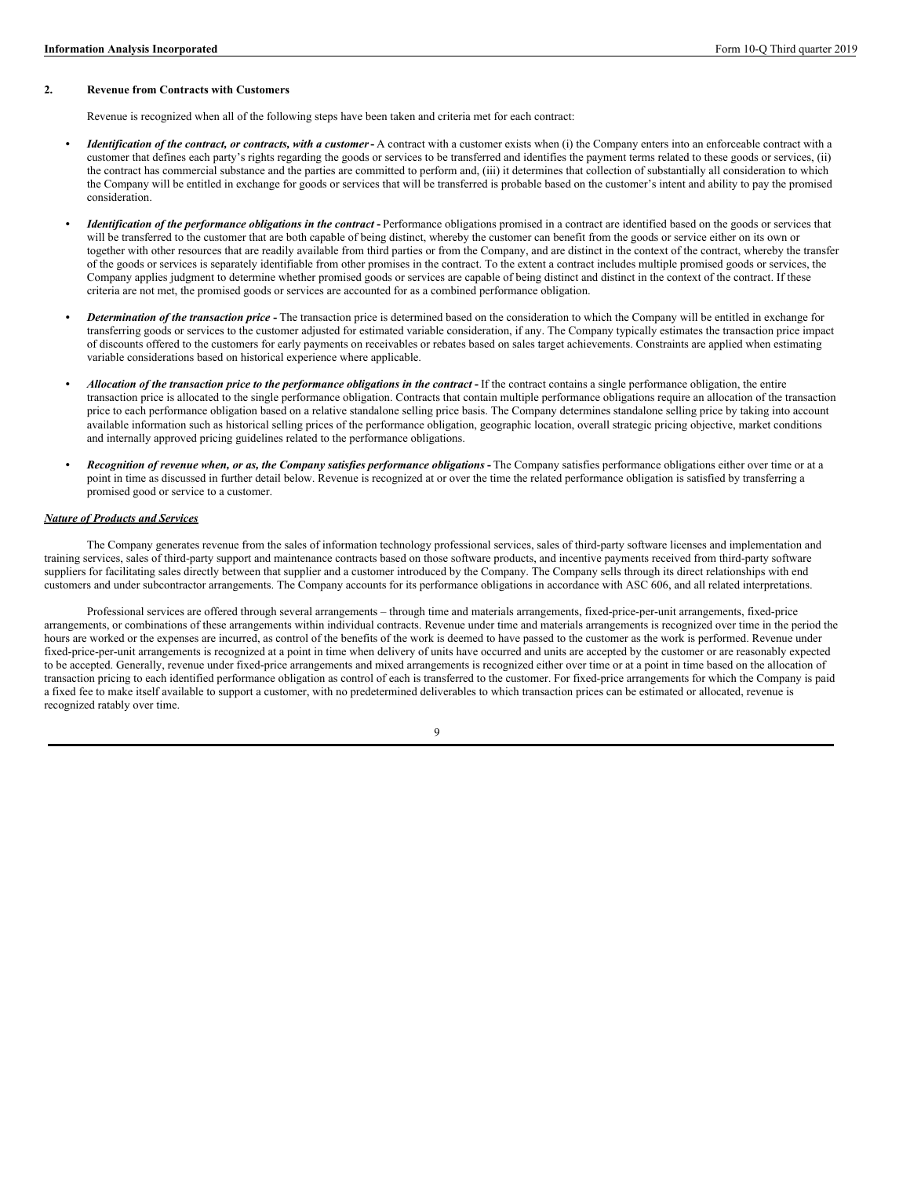## 2. Revenue from Contracts with Customers

Revenue is recognized when all of the following steps have been taken and criteria met for each contract:

- ***Identification of the contract, or contracts, with a customer*** **-** A contract with a customer exists when (i) the Company enters into an enforceable contract with a customer that defines each party's rights regarding the goods or services to be transferred and identifies the payment terms related to these goods or services, (ii) the contract has commercial substance and the parties are committed to perform and, (iii) it determines that collection of substantially all consideration to which the Company will be entitled in exchange for goods or services that will be transferred is probable based on the customer's intent and ability to pay the promised consideration.

- ***Identification of the performance obligations in the contract*** **-** Performance obligations promised in a contract are identified based on the goods or services that will be transferred to the customer that are both capable of being distinct, whereby the customer can benefit from the goods or service either on its own or together with other resources that are readily available from third parties or from the Company, and are distinct in the context of the contract, whereby the transfer of the goods or services is separately identifiable from other promises in the contract. To the extent a contract includes multiple promised goods or services, the Company applies judgment to determine whether promised goods or services are capable of being distinct and distinct in the context of the contract. If these criteria are not met, the promised goods or services are accounted for as a combined performance obligation.

- ***Determination of the transaction price*** **-** The transaction price is determined based on the consideration to which the Company will be entitled in exchange for transferring goods or services to the customer adjusted for estimated variable consideration, if any. The Company typically estimates the transaction price impact of discounts offered to the customers for early payments on receivables or rebates based on sales target achievements. Constraints are applied when estimating variable considerations based on historical experience where applicable.

- ***Allocation of the transaction price to the performance obligations in the contract*** **-** If the contract contains a single performance obligation, the entire transaction price is allocated to the single performance obligation. Contracts that contain multiple performance obligations require an allocation of the transaction price to each performance obligation based on a relative standalone selling price basis. The Company determines standalone selling price by taking into account available information such as historical selling prices of the performance obligation, geographic location, overall strategic pricing objective, market conditions and internally approved pricing guidelines related to the performance obligations.

- ***Recognition of revenue when, or as, the Company satisfies performance obligations*** **-** The Company satisfies performance obligations either over time or at a point in time as discussed in further detail below. Revenue is recognized at or over the time the related performance obligation is satisfied by transferring a promised good or service to a customer.

***<u>Nature of Products and Services</u>***

The Company generates revenue from the sales of information technology professional services, sales of third-party software licenses and implementation and training services, sales of third-party support and maintenance contracts based on those software products, and incentive payments received from third-party software suppliers for facilitating sales directly between that supplier and a customer introduced by the Company. The Company sells through its direct relationships with end customers and under subcontractor arrangements. The Company accounts for its performance obligations in accordance with ASC 606, and all related interpretations.

Professional services are offered through several arrangements – through time and materials arrangements, fixed-price-per-unit arrangements, fixed-price arrangements, or combinations of these arrangements within individual contracts. Revenue under time and materials arrangements is recognized over time in the period the hours are worked or the expenses are incurred, as control of the benefits of the work is deemed to have passed to the customer as the work is performed. Revenue under fixed-price-per-unit arrangements is recognized at a point in time when delivery of units have occurred and units are accepted by the customer or are reasonably expected to be accepted. Generally, revenue under fixed-price arrangements and mixed arrangements is recognized either over time or at a point in time based on the allocation of transaction pricing to each identified performance obligation as control of each is transferred to the customer. For fixed-price arrangements for which the Company is paid a fixed fee to make itself available to support a customer, with no predetermined deliverables to which transaction prices can be estimated or allocated, revenue is recognized ratably over time.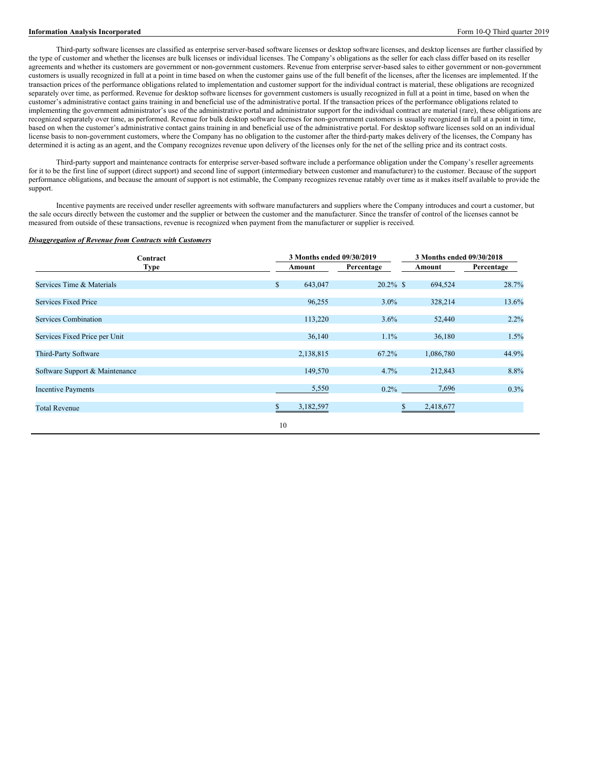Third-party software licenses are classified as enterprise server-based software licenses or desktop software licenses, and desktop licenses are further classified by the type of customer and whether the licenses are bulk licenses or individual licenses. The Company's obligations as the seller for each class differ based on its reseller agreements and whether its customers are government or non-government customers. Revenue from enterprise server-based sales to either government or non-government customers is usually recognized in full at a point in time based on when the customer gains use of the full benefit of the licenses, after the licenses are implemented. If the transaction prices of the performance obligations related to implementation and customer support for the individual contract is material, these obligations are recognized separately over time, as performed. Revenue for desktop software licenses for government customers is usually recognized in full at a point in time, based on when the customer's administrative contact gains training in and beneficial use of the administrative portal. If the transaction prices of the performance obligations related to implementing the government administrator's use of the administrative portal and administrator support for the individual contract are material (rare), these obligations are recognized separately over time, as performed. Revenue for bulk desktop software licenses for non-government customers is usually recognized in full at a point in time, based on when the customer's administrative contact gains training in and beneficial use of the administrative portal. For desktop software licenses sold on an individual license basis to non-government customers, where the Company has no obligation to the customer after the third-party makes delivery of the licenses, the Company has determined it is acting as an agent, and the Company recognizes revenue upon delivery of the licenses only for the net of the selling price and its contract costs.

Third-party support and maintenance contracts for enterprise server-based software include a performance obligation under the Company's reseller agreements for it to be the first line of support (direct support) and second line of support (intermediary between customer and manufacturer) to the customer. Because of the support performance obligations, and because the amount of support is not estimable, the Company recognizes revenue ratably over time as it makes itself available to provide the support.

Incentive payments are received under reseller agreements with software manufacturers and suppliers where the Company introduces and court a customer, but the sale occurs directly between the customer and the supplier or between the customer and the manufacturer. Since the transfer of control of the licenses cannot be measured from outside of these transactions, revenue is recognized when payment from the manufacturer or supplier is received.

***Disaggregation of Revenue from Contracts with Customers***

| Contract Type | 3 Months ended 09/30/2019 | | 3 Months ended 09/30/2018 | |
|---|---|---|---|---|
| | Amount | Percentage | Amount | Percentage |
| Services Time & Materials | $ 643,047 | 20.2% | $ 694,524 | 28.7% |
| Services Fixed Price | 96,255 | 3.0% | 328,214 | 13.6% |
| Services Combination | 113,220 | 3.6% | 52,440 | 2.2% |
| Services Fixed Price per Unit | 36,140 | 1.1% | 36,180 | 1.5% |
| Third-Party Software | 2,138,815 | 67.2% | 1,086,780 | 44.9% |
| Software Support & Maintenance | 149,570 | 4.7% | 212,843 | 8.8% |
| Incentive Payments | 5,550 | 0.2% | 7,696 | 0.3% |
| Total Revenue | $ 3,182,597 | | $ 2,418,677 | |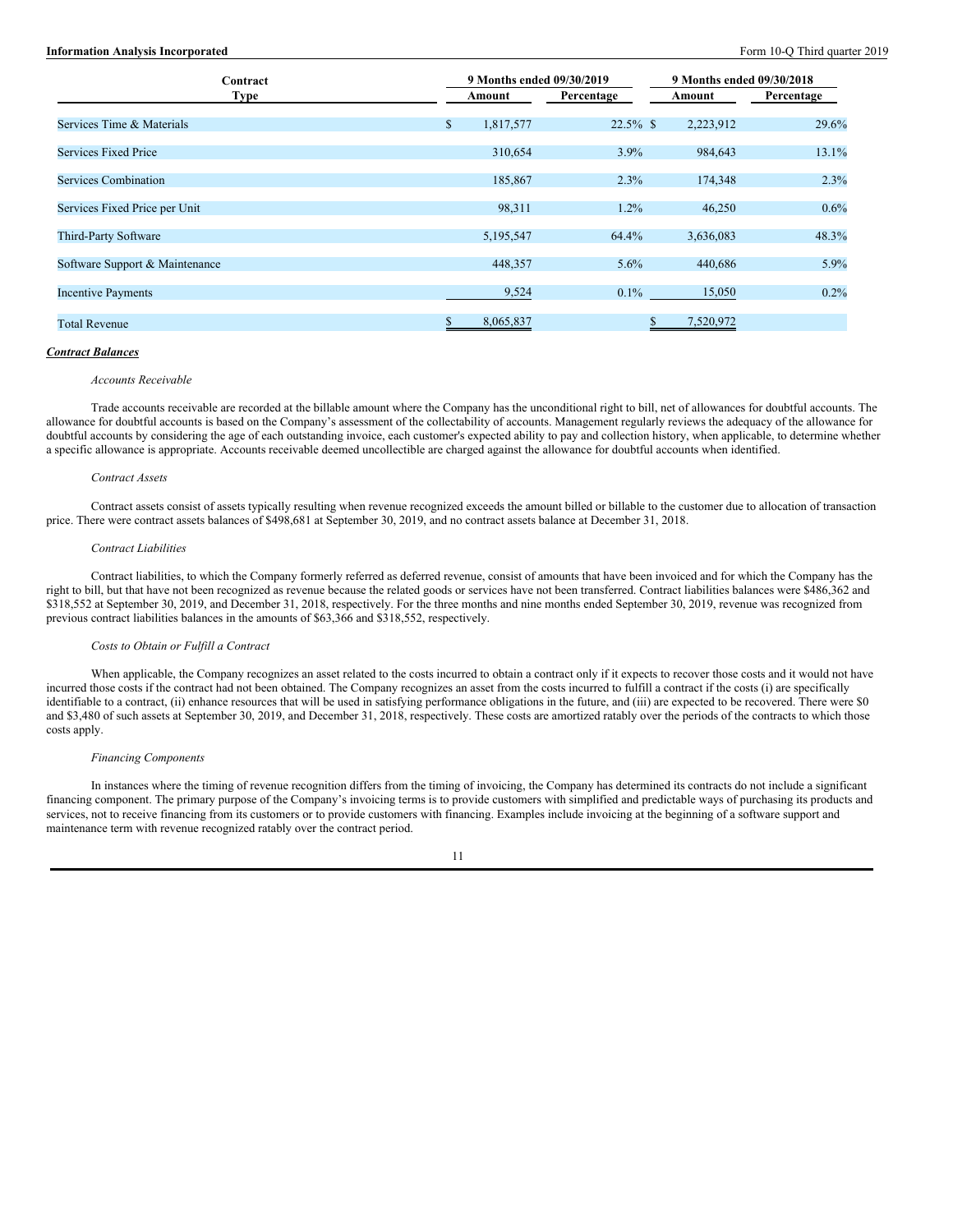| Contract Type | 9 Months ended 09/30/2019 | | 9 Months ended 09/30/2018 | |
|---|---|---|---|---|
| | Amount | Percentage | Amount | Percentage |
| Services Time & Materials | $ 1,817,577 | 22.5% | $ 2,223,912 | 29.6% |
| Services Fixed Price | 310,654 | 3.9% | 984,643 | 13.1% |
| Services Combination | 185,867 | 2.3% | 174,348 | 2.3% |
| Services Fixed Price per Unit | 98,311 | 1.2% | 46,250 | 0.6% |
| Third-Party Software | 5,195,547 | 64.4% | 3,636,083 | 48.3% |
| Software Support & Maintenance | 448,357 | 5.6% | 440,686 | 5.9% |
| Incentive Payments | 9,524 | 0.1% | 15,050 | 0.2% |
| Total Revenue | $ 8,065,837 | | $ 7,520,972 | |

***Contract Balances***

*Accounts Receivable*

Trade accounts receivable are recorded at the billable amount where the Company has the unconditional right to bill, net of allowances for doubtful accounts. The allowance for doubtful accounts is based on the Company's assessment of the collectability of accounts. Management regularly reviews the adequacy of the allowance for doubtful accounts by considering the age of each outstanding invoice, each customer's expected ability to pay and collection history, when applicable, to determine whether a specific allowance is appropriate. Accounts receivable deemed uncollectible are charged against the allowance for doubtful accounts when identified.

*Contract Assets*

Contract assets consist of assets typically resulting when revenue recognized exceeds the amount billed or billable to the customer due to allocation of transaction price. There were contract assets balances of $498,681 at September 30, 2019, and no contract assets balance at December 31, 2018.

*Contract Liabilities*

Contract liabilities, to which the Company formerly referred as deferred revenue, consist of amounts that have been invoiced and for which the Company has the right to bill, but that have not been recognized as revenue because the related goods or services have not been transferred. Contract liabilities balances were $486,362 and $318,552 at September 30, 2019, and December 31, 2018, respectively. For the three months and nine months ended September 30, 2019, revenue was recognized from previous contract liabilities balances in the amounts of $63,366 and $318,552, respectively.

*Costs to Obtain or Fulfill a Contract*

When applicable, the Company recognizes an asset related to the costs incurred to obtain a contract only if it expects to recover those costs and it would not have incurred those costs if the contract had not been obtained. The Company recognizes an asset from the costs incurred to fulfill a contract if the costs (i) are specifically identifiable to a contract, (ii) enhance resources that will be used in satisfying performance obligations in the future, and (iii) are expected to be recovered. There were $0 and $3,480 of such assets at September 30, 2019, and December 31, 2018, respectively. These costs are amortized ratably over the periods of the contracts to which those costs apply.

*Financing Components*

In instances where the timing of revenue recognition differs from the timing of invoicing, the Company has determined its contracts do not include a significant financing component. The primary purpose of the Company's invoicing terms is to provide customers with simplified and predictable ways of purchasing its products and services, not to receive financing from its customers or to provide customers with financing. Examples include invoicing at the beginning of a software support and maintenance term with revenue recognized ratably over the contract period.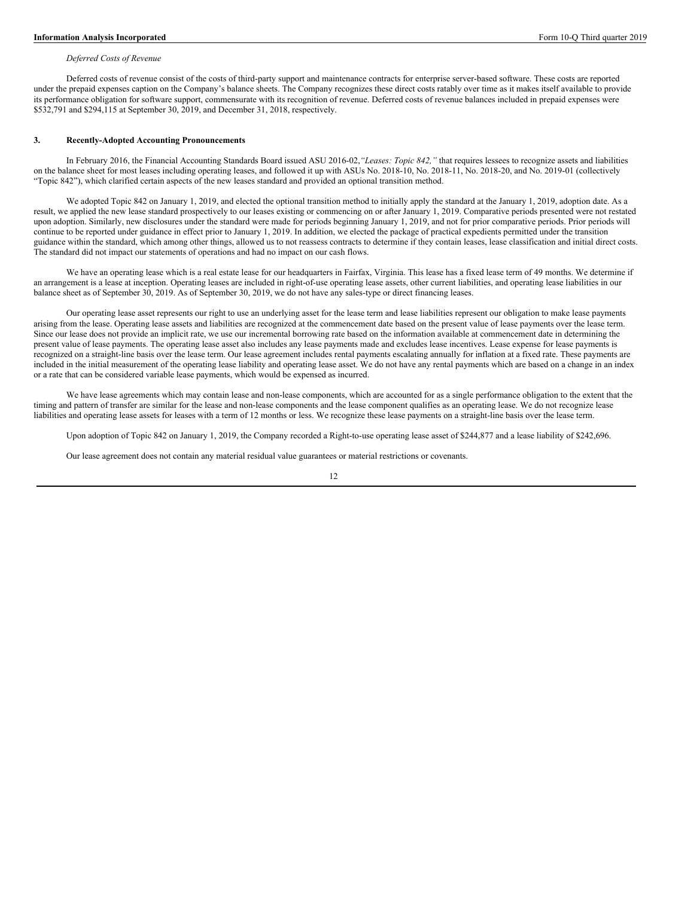*Deferred Costs of Revenue*

Deferred costs of revenue consist of the costs of third-party support and maintenance contracts for enterprise server-based software. These costs are reported under the prepaid expenses caption on the Company's balance sheets. The Company recognizes these direct costs ratably over time as it makes itself available to provide its performance obligation for software support, commensurate with its recognition of revenue. Deferred costs of revenue balances included in prepaid expenses were $532,791 and $294,115 at September 30, 2019, and December 31, 2018, respectively.

## 3. Recently-Adopted Accounting Pronouncements

In February 2016, the Financial Accounting Standards Board issued ASU 2016-02, *"Leases: Topic 842,"* that requires lessees to recognize assets and liabilities on the balance sheet for most leases including operating leases, and followed it up with ASUs No. 2018-10, No. 2018-11, No. 2018-20, and No. 2019-01 (collectively "Topic 842"), which clarified certain aspects of the new leases standard and provided an optional transition method.

We adopted Topic 842 on January 1, 2019, and elected the optional transition method to initially apply the standard at the January 1, 2019, adoption date. As a result, we applied the new lease standard prospectively to our leases existing or commencing on or after January 1, 2019. Comparative periods presented were not restated upon adoption. Similarly, new disclosures under the standard were made for periods beginning January 1, 2019, and not for prior comparative periods. Prior periods will continue to be reported under guidance in effect prior to January 1, 2019. In addition, we elected the package of practical expedients permitted under the transition guidance within the standard, which among other things, allowed us to not reassess contracts to determine if they contain leases, lease classification and initial direct costs. The standard did not impact our statements of operations and had no impact on our cash flows.

We have an operating lease which is a real estate lease for our headquarters in Fairfax, Virginia. This lease has a fixed lease term of 49 months. We determine if an arrangement is a lease at inception. Operating leases are included in right-of-use operating lease assets, other current liabilities, and operating lease liabilities in our balance sheet as of September 30, 2019. As of September 30, 2019, we do not have any sales-type or direct financing leases.

Our operating lease asset represents our right to use an underlying asset for the lease term and lease liabilities represent our obligation to make lease payments arising from the lease. Operating lease assets and liabilities are recognized at the commencement date based on the present value of lease payments over the lease term. Since our lease does not provide an implicit rate, we use our incremental borrowing rate based on the information available at commencement date in determining the present value of lease payments. The operating lease asset also includes any lease payments made and excludes lease incentives. Lease expense for lease payments is recognized on a straight-line basis over the lease term. Our lease agreement includes rental payments escalating annually for inflation at a fixed rate. These payments are included in the initial measurement of the operating lease liability and operating lease asset. We do not have any rental payments which are based on a change in an index or a rate that can be considered variable lease payments, which would be expensed as incurred.

We have lease agreements which may contain lease and non-lease components, which are accounted for as a single performance obligation to the extent that the timing and pattern of transfer are similar for the lease and non-lease components and the lease component qualifies as an operating lease. We do not recognize lease liabilities and operating lease assets for leases with a term of 12 months or less. We recognize these lease payments on a straight-line basis over the lease term.

Upon adoption of Topic 842 on January 1, 2019, the Company recorded a Right-to-use operating lease asset of $244,877 and a lease liability of $242,696.

Our lease agreement does not contain any material residual value guarantees or material restrictions or covenants.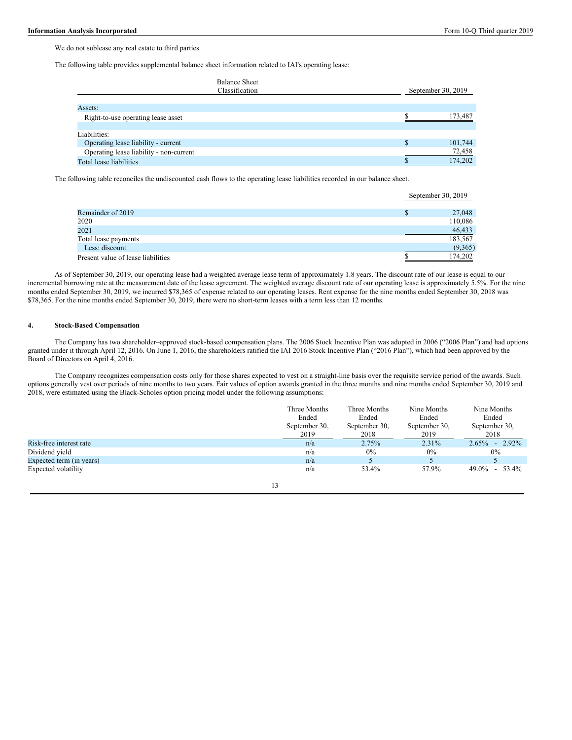We do not sublease any real estate to third parties.

The following table provides supplemental balance sheet information related to IAI's operating lease:

| Balance Sheet Classification | | September 30, 2019 |
|---|---|---|
| Assets: | | |
| Right-to-use operating lease asset | $ | 173,487 |
| Liabilities: | | |
| Operating lease liability - current | $ | 101,744 |
| Operating lease liability - non-current | | 72,458 |
| Total lease liabilities | $ | 174,202 |

The following table reconciles the undiscounted cash flows to the operating lease liabilities recorded in our balance sheet.

| | | September 30, 2019 |
|---|---|---|
| Remainder of 2019 | $ | 27,048 |
| 2020 | | 110,086 |
| 2021 | | 46,433 |
| Total lease payments | | 183,567 |
| Less: discount | | (9,365) |
| Present value of lease liabilities | $ | 174,202 |

As of September 30, 2019, our operating lease had a weighted average lease term of approximately 1.8 years. The discount rate of our lease is equal to our incremental borrowing rate at the measurement date of the lease agreement. The weighted average discount rate of our operating lease is approximately 5.5%. For the nine months ended September 30, 2019, we incurred $78,365 of expense related to our operating leases. Rent expense for the nine months ended September 30, 2018 was $78,365. For the nine months ended September 30, 2019, there were no short-term leases with a term less than 12 months.

## 4. Stock-Based Compensation

The Company has two shareholder–approved stock-based compensation plans. The 2006 Stock Incentive Plan was adopted in 2006 ("2006 Plan") and had options granted under it through April 12, 2016. On June 1, 2016, the shareholders ratified the IAI 2016 Stock Incentive Plan ("2016 Plan"), which had been approved by the Board of Directors on April 4, 2016.

The Company recognizes compensation costs only for those shares expected to vest on a straight-line basis over the requisite service period of the awards. Such options generally vest over periods of nine months to two years. Fair values of option awards granted in the three months and nine months ended September 30, 2019 and 2018, were estimated using the Black-Scholes option pricing model under the following assumptions:

| | Three Months Ended September 30, 2019 | Three Months Ended September 30, 2018 | Nine Months Ended September 30, 2019 | Nine Months Ended September 30, 2018 |
|---|---|---|---|---|
| Risk-free interest rate | n/a | 2.75% | 2.31% | 2.65% - 2.92% |
| Dividend yield | n/a | 0% | 0% | 0% |
| Expected term (in years) | n/a | 5 | 5 | 5 |
| Expected volatility | n/a | 53.4% | 57.9% | 49.0% - 53.4% |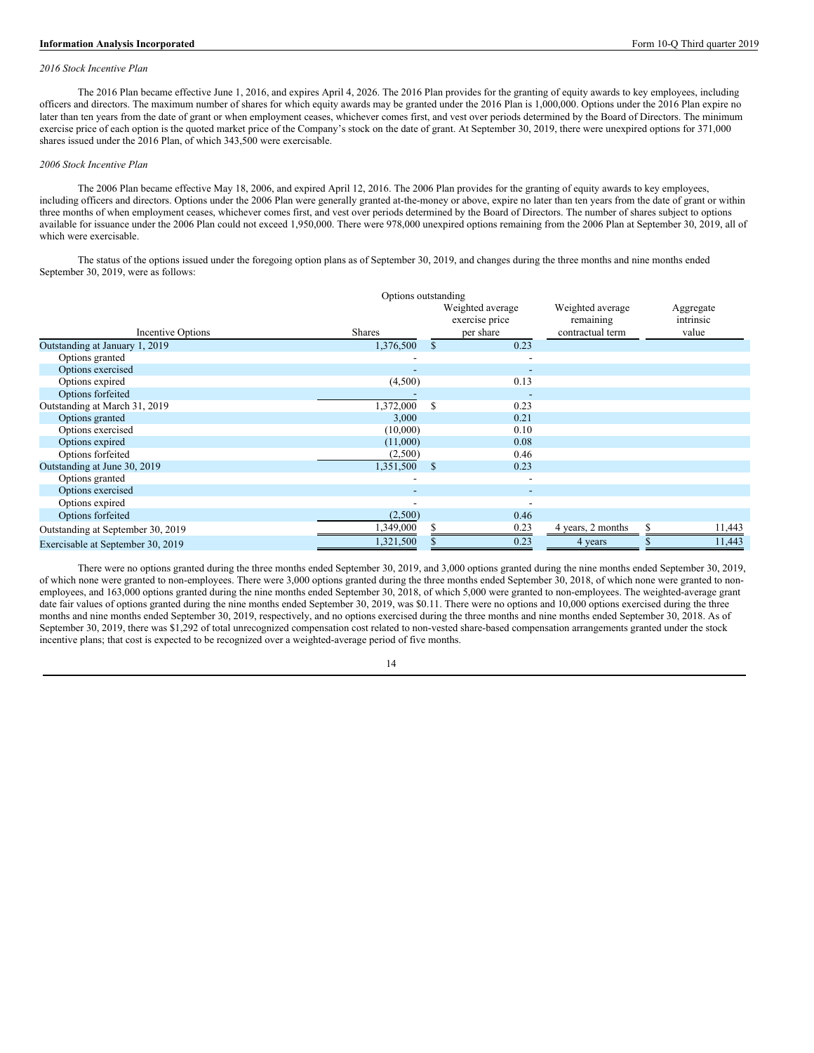*2016 Stock Incentive Plan*

The 2016 Plan became effective June 1, 2016, and expires April 4, 2026. The 2016 Plan provides for the granting of equity awards to key employees, including officers and directors. The maximum number of shares for which equity awards may be granted under the 2016 Plan is 1,000,000. Options under the 2016 Plan expire no later than ten years from the date of grant or when employment ceases, whichever comes first, and vest over periods determined by the Board of Directors. The minimum exercise price of each option is the quoted market price of the Company's stock on the date of grant. At September 30, 2019, there were unexpired options for 371,000 shares issued under the 2016 Plan, of which 343,500 were exercisable.

*2006 Stock Incentive Plan*

The 2006 Plan became effective May 18, 2006, and expired April 12, 2016. The 2006 Plan provides for the granting of equity awards to key employees, including officers and directors. Options under the 2006 Plan were generally granted at-the-money or above, expire no later than ten years from the date of grant or within three months of when employment ceases, whichever comes first, and vest over periods determined by the Board of Directors. The number of shares subject to options available for issuance under the 2006 Plan could not exceed 1,950,000. There were 978,000 unexpired options remaining from the 2006 Plan at September 30, 2019, all of which were exercisable.

The status of the options issued under the foregoing option plans as of September 30, 2019, and changes during the three months and nine months ended September 30, 2019, were as follows:

| | Options outstanding | | | |
|---|---|---|---|---|
| Incentive Options | Shares | Weighted average exercise price per share | Weighted average remaining contractual term | Aggregate intrinsic value |
| Outstanding at January 1, 2019 | 1,376,500 | $ 0.23 | | |
| Options granted | - | - | | |
| Options exercised | - | - | | |
| Options expired | (4,500) | 0.13 | | |
| Options forfeited | - | - | | |
| Outstanding at March 31, 2019 | 1,372,000 | $ 0.23 | | |
| Options granted | 3,000 | 0.21 | | |
| Options exercised | (10,000) | 0.10 | | |
| Options expired | (11,000) | 0.08 | | |
| Options forfeited | (2,500) | 0.46 | | |
| Outstanding at June 30, 2019 | 1,351,500 | $ 0.23 | | |
| Options granted | - | - | | |
| Options exercised | - | - | | |
| Options expired | - | - | | |
| Options forfeited | (2,500) | 0.46 | | |
| Outstanding at September 30, 2019 | 1,349,000 | $ 0.23 | 4 years, 2 months | $ 11,443 |
| Exercisable at September 30, 2019 | 1,321,500 | $ 0.23 | 4 years | $ 11,443 |

There were no options granted during the three months ended September 30, 2019, and 3,000 options granted during the nine months ended September 30, 2019, of which none were granted to non-employees. There were 3,000 options granted during the three months ended September 30, 2018, of which none were granted to non-employees, and 163,000 options granted during the nine months ended September 30, 2018, of which 5,000 were granted to non-employees. The weighted-average grant date fair values of options granted during the nine months ended September 30, 2019, was $0.11. There were no options and 10,000 options exercised during the three months and nine months ended September 30, 2019, respectively, and no options exercised during the three months and nine months ended September 30, 2018. As of September 30, 2019, there was $1,292 of total unrecognized compensation cost related to non-vested share-based compensation arrangements granted under the stock incentive plans; that cost is expected to be recognized over a weighted-average period of five months.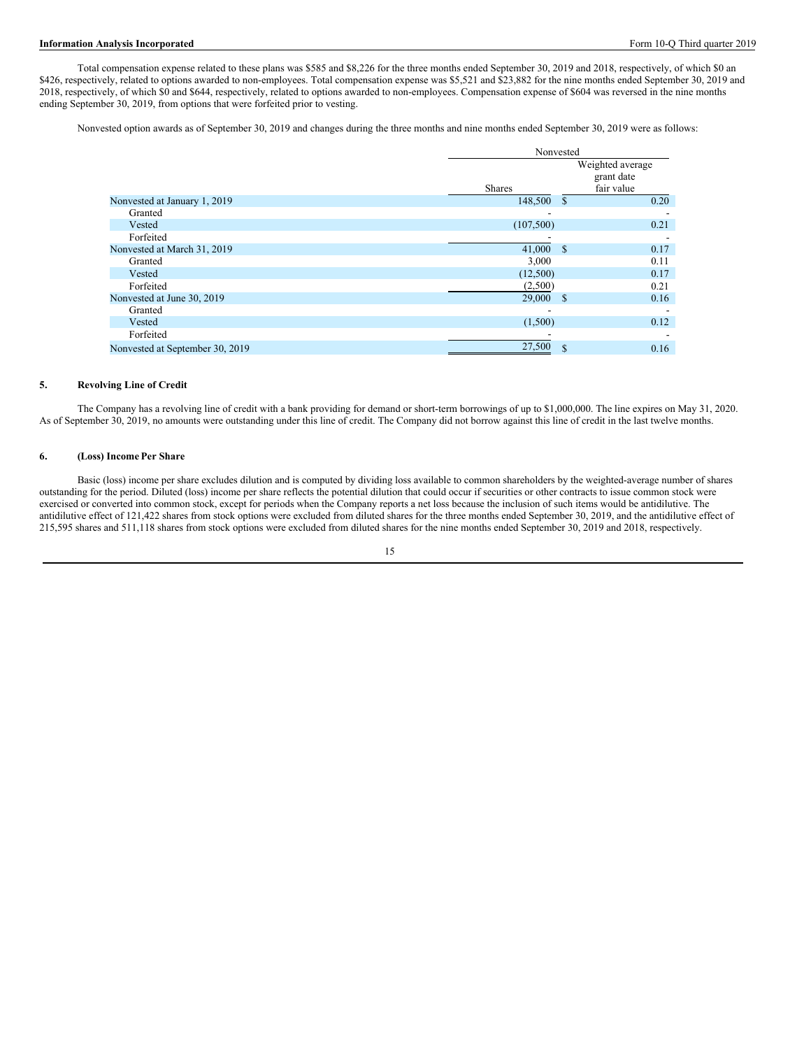Total compensation expense related to these plans was $585 and $8,226 for the three months ended September 30, 2019 and 2018, respectively, of which $0 an $426, respectively, related to options awarded to non-employees. Total compensation expense was $5,521 and $23,882 for the nine months ended September 30, 2019 and 2018, respectively, of which $0 and $644, respectively, related to options awarded to non-employees. Compensation expense of $604 was reversed in the nine months ending September 30, 2019, from options that were forfeited prior to vesting.

Nonvested option awards as of September 30, 2019 and changes during the three months and nine months ended September 30, 2019 were as follows:

| | Nonvested | |
|---|---|---|
| | Shares | Weighted average grant date fair value |
| Nonvested at January 1, 2019 | 148,500 | $ 0.20 |
| Granted | - | - |
| Vested | (107,500) | 0.21 |
| Forfeited | - | - |
| Nonvested at March 31, 2019 | 41,000 | $ 0.17 |
| Granted | 3,000 | 0.11 |
| Vested | (12,500) | 0.17 |
| Forfeited | (2,500) | 0.21 |
| Nonvested at June 30, 2019 | 29,000 | $ 0.16 |
| Granted | - | - |
| Vested | (1,500) | 0.12 |
| Forfeited | - | - |
| Nonvested at September 30, 2019 | 27,500 | $ 0.16 |

## 5. Revolving Line of Credit

The Company has a revolving line of credit with a bank providing for demand or short-term borrowings of up to $1,000,000. The line expires on May 31, 2020. As of September 30, 2019, no amounts were outstanding under this line of credit. The Company did not borrow against this line of credit in the last twelve months.

## 6. (Loss) Income Per Share

Basic (loss) income per share excludes dilution and is computed by dividing loss available to common shareholders by the weighted-average number of shares outstanding for the period. Diluted (loss) income per share reflects the potential dilution that could occur if securities or other contracts to issue common stock were exercised or converted into common stock, except for periods when the Company reports a net loss because the inclusion of such items would be antidilutive. The antidilutive effect of 121,422 shares from stock options were excluded from diluted shares for the three months ended September 30, 2019, and the antidilutive effect of 215,595 shares and 511,118 shares from stock options were excluded from diluted shares for the nine months ended September 30, 2019 and 2018, respectively.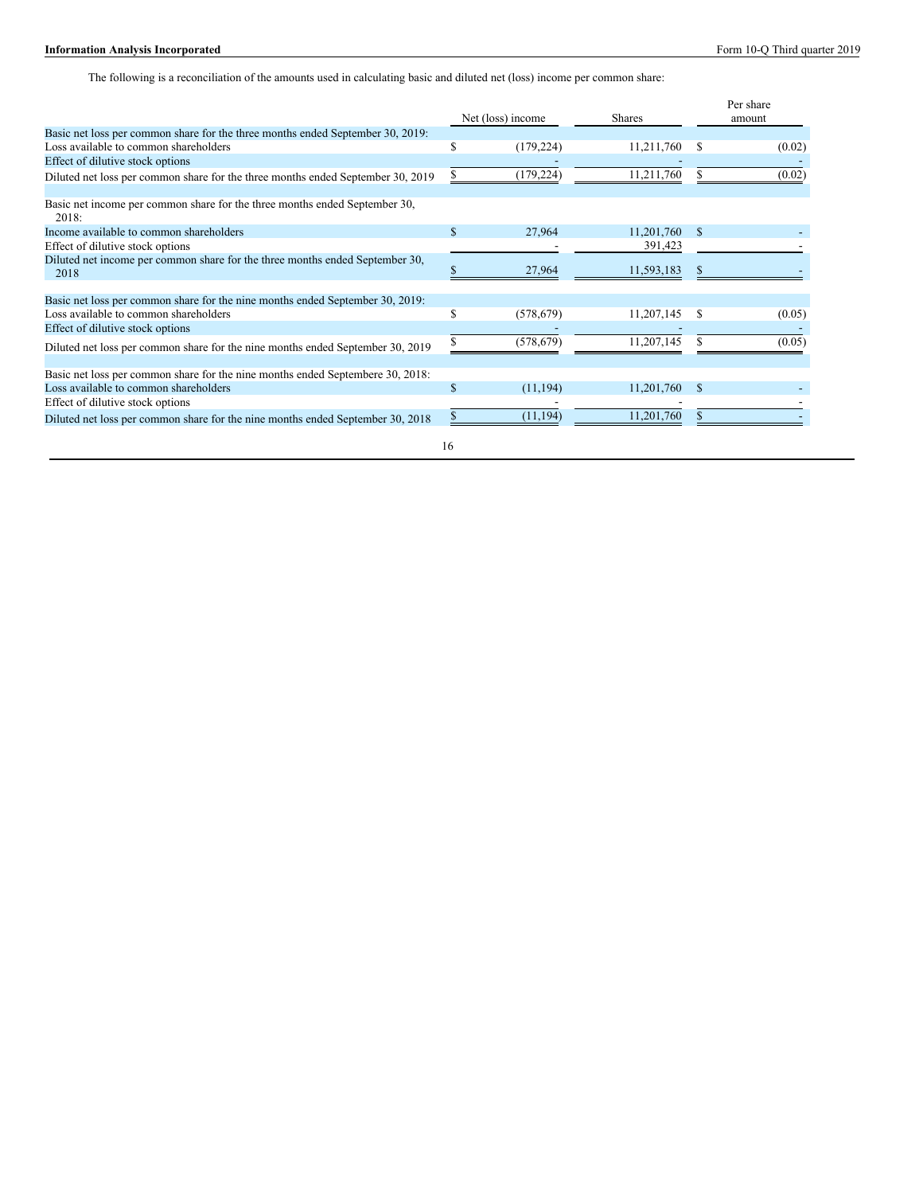The following is a reconciliation of the amounts used in calculating basic and diluted net (loss) income per common share:

| | Net (loss) income | Shares | Per share amount |
|---|---|---|---|
| Basic net loss per common share for the three months ended September 30, 2019: | | | |
| Loss available to common shareholders | $ (179,224) | 11,211,760 | $ (0.02) |
| Effect of dilutive stock options | - | - | - |
| Diluted net loss per common share for the three months ended September 30, 2019 | $ (179,224) | 11,211,760 | $ (0.02) |
| | | | |
| Basic net income per common share for the three months ended September 30, 2018: | | | |
| Income available to common shareholders | $ 27,964 | 11,201,760 | $ - |
| Effect of dilutive stock options | - | 391,423 | - |
| Diluted net income per common share for the three months ended September 30, 2018 | $ 27,964 | 11,593,183 | $ - |
| | | | |
| Basic net loss per common share for the nine months ended September 30, 2019: | | | |
| Loss available to common shareholders | $ (578,679) | 11,207,145 | $ (0.05) |
| Effect of dilutive stock options | - | - | - |
| Diluted net loss per common share for the nine months ended September 30, 2019 | $ (578,679) | 11,207,145 | $ (0.05) |
| | | | |
| Basic net loss per common share for the nine months ended Septembere 30, 2018: | | | |
| Loss available to common shareholders | $ (11,194) | 11,201,760 | $ - |
| Effect of dilutive stock options | - | - | - |
| Diluted net loss per common share for the nine months ended September 30, 2018 | $ (11,194) | 11,201,760 | $ - |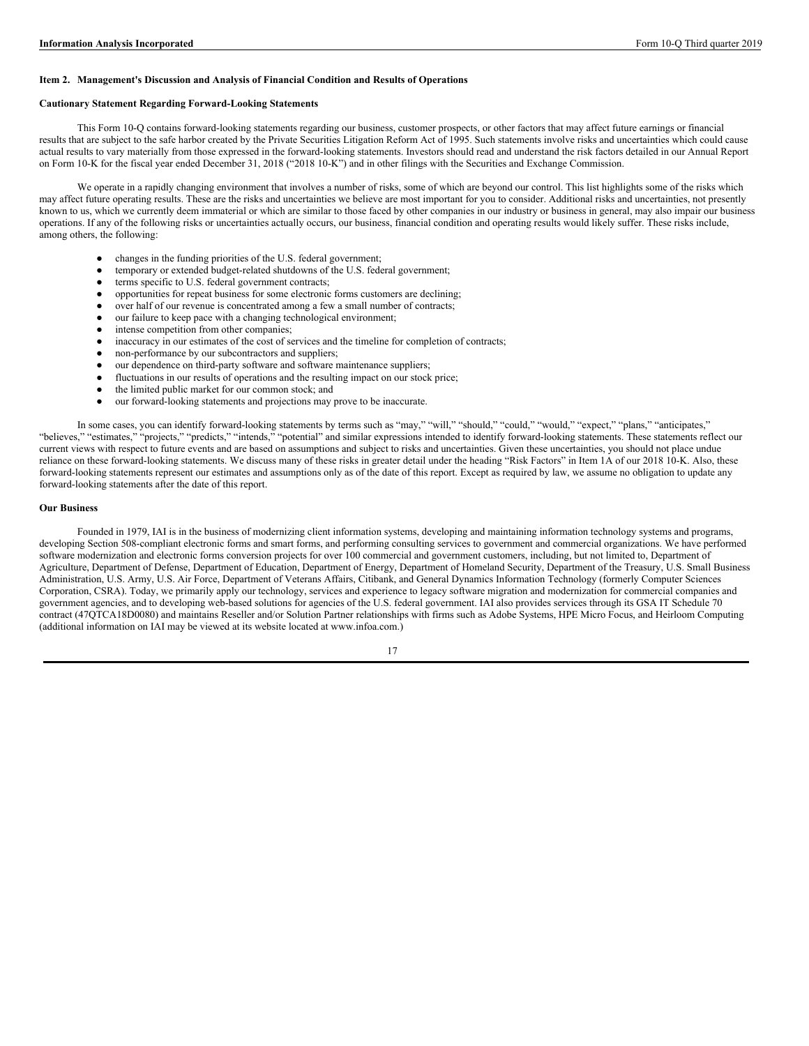## Item 2. Management's Discussion and Analysis of Financial Condition and Results of Operations

### Cautionary Statement Regarding Forward-Looking Statements

This Form 10-Q contains forward-looking statements regarding our business, customer prospects, or other factors that may affect future earnings or financial results that are subject to the safe harbor created by the Private Securities Litigation Reform Act of 1995. Such statements involve risks and uncertainties which could cause actual results to vary materially from those expressed in the forward-looking statements. Investors should read and understand the risk factors detailed in our Annual Report on Form 10-K for the fiscal year ended December 31, 2018 ("2018 10-K") and in other filings with the Securities and Exchange Commission.

We operate in a rapidly changing environment that involves a number of risks, some of which are beyond our control. This list highlights some of the risks which may affect future operating results. These are the risks and uncertainties we believe are most important for you to consider. Additional risks and uncertainties, not presently known to us, which we currently deem immaterial or which are similar to those faced by other companies in our industry or business in general, may also impair our business operations. If any of the following risks or uncertainties actually occurs, our business, financial condition and operating results would likely suffer. These risks include, among others, the following:

- changes in the funding priorities of the U.S. federal government;
- temporary or extended budget-related shutdowns of the U.S. federal government;
- terms specific to U.S. federal government contracts;
- opportunities for repeat business for some electronic forms customers are declining;
- over half of our revenue is concentrated among a few a small number of contracts;
- our failure to keep pace with a changing technological environment;
- intense competition from other companies;
- inaccuracy in our estimates of the cost of services and the timeline for completion of contracts;
- non-performance by our subcontractors and suppliers;
- our dependence on third-party software and software maintenance suppliers;
- fluctuations in our results of operations and the resulting impact on our stock price;
- the limited public market for our common stock; and
- our forward-looking statements and projections may prove to be inaccurate.

In some cases, you can identify forward-looking statements by terms such as "may," "will," "should," "could," "would," "expect," "plans," "anticipates," "believes," "estimates," "projects," "predicts," "intends," "potential" and similar expressions intended to identify forward-looking statements. These statements reflect our current views with respect to future events and are based on assumptions and subject to risks and uncertainties. Given these uncertainties, you should not place undue reliance on these forward-looking statements. We discuss many of these risks in greater detail under the heading "Risk Factors" in Item 1A of our 2018 10-K. Also, these forward-looking statements represent our estimates and assumptions only as of the date of this report. Except as required by law, we assume no obligation to update any forward-looking statements after the date of this report.

### Our Business

Founded in 1979, IAI is in the business of modernizing client information systems, developing and maintaining information technology systems and programs, developing Section 508-compliant electronic forms and smart forms, and performing consulting services to government and commercial organizations. We have performed software modernization and electronic forms conversion projects for over 100 commercial and government customers, including, but not limited to, Department of Agriculture, Department of Defense, Department of Education, Department of Energy, Department of Homeland Security, Department of the Treasury, U.S. Small Business Administration, U.S. Army, U.S. Air Force, Department of Veterans Affairs, Citibank, and General Dynamics Information Technology (formerly Computer Sciences Corporation, CSRA). Today, we primarily apply our technology, services and experience to legacy software migration and modernization for commercial companies and government agencies, and to developing web-based solutions for agencies of the U.S. federal government. IAI also provides services through its GSA IT Schedule 70 contract (47QTCA18D0080) and maintains Reseller and/or Solution Partner relationships with firms such as Adobe Systems, HPE Micro Focus, and Heirloom Computing (additional information on IAI may be viewed at its website located at www.infoa.com.)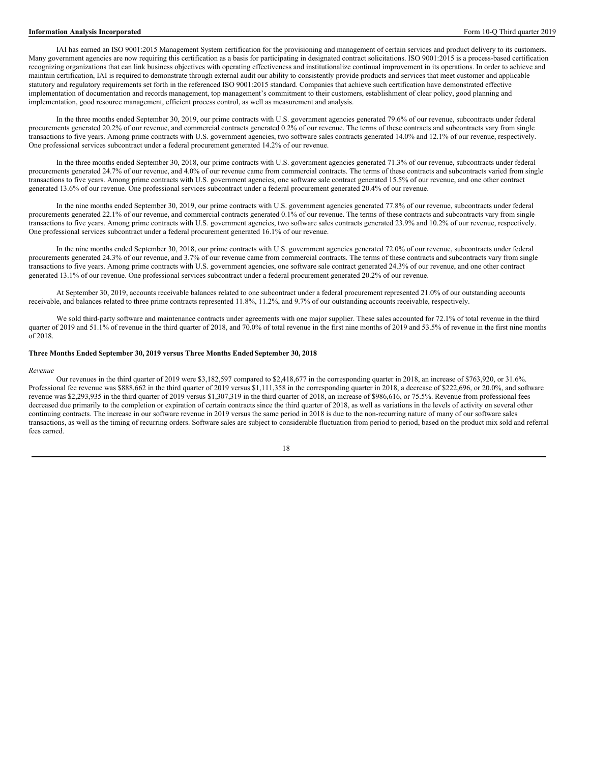IAI has earned an ISO 9001:2015 Management System certification for the provisioning and management of certain services and product delivery to its customers. Many government agencies are now requiring this certification as a basis for participating in designated contract solicitations. ISO 9001:2015 is a process-based certification recognizing organizations that can link business objectives with operating effectiveness and institutionalize continual improvement in its operations. In order to achieve and maintain certification, IAI is required to demonstrate through external audit our ability to consistently provide products and services that meet customer and applicable statutory and regulatory requirements set forth in the referenced ISO 9001:2015 standard. Companies that achieve such certification have demonstrated effective implementation of documentation and records management, top management's commitment to their customers, establishment of clear policy, good planning and implementation, good resource management, efficient process control, as well as measurement and analysis.

In the three months ended September 30, 2019, our prime contracts with U.S. government agencies generated 79.6% of our revenue, subcontracts under federal procurements generated 20.2% of our revenue, and commercial contracts generated 0.2% of our revenue. The terms of these contracts and subcontracts vary from single transactions to five years. Among prime contracts with U.S. government agencies, two software sales contracts generated 14.0% and 12.1% of our revenue, respectively. One professional services subcontract under a federal procurement generated 14.2% of our revenue.

In the three months ended September 30, 2018, our prime contracts with U.S. government agencies generated 71.3% of our revenue, subcontracts under federal procurements generated 24.7% of our revenue, and 4.0% of our revenue came from commercial contracts. The terms of these contracts and subcontracts varied from single transactions to five years. Among prime contracts with U.S. government agencies, one software sale contract generated 15.5% of our revenue, and one other contract generated 13.6% of our revenue. One professional services subcontract under a federal procurement generated 20.4% of our revenue.

In the nine months ended September 30, 2019, our prime contracts with U.S. government agencies generated 77.8% of our revenue, subcontracts under federal procurements generated 22.1% of our revenue, and commercial contracts generated 0.1% of our revenue. The terms of these contracts and subcontracts vary from single transactions to five years. Among prime contracts with U.S. government agencies, two software sales contracts generated 23.9% and 10.2% of our revenue, respectively. One professional services subcontract under a federal procurement generated 16.1% of our revenue.

In the nine months ended September 30, 2018, our prime contracts with U.S. government agencies generated 72.0% of our revenue, subcontracts under federal procurements generated 24.3% of our revenue, and 3.7% of our revenue came from commercial contracts. The terms of these contracts and subcontracts vary from single transactions to five years. Among prime contracts with U.S. government agencies, one software sale contract generated 24.3% of our revenue, and one other contract generated 13.1% of our revenue. One professional services subcontract under a federal procurement generated 20.2% of our revenue.

At September 30, 2019, accounts receivable balances related to one subcontract under a federal procurement represented 21.0% of our outstanding accounts receivable, and balances related to three prime contracts represented 11.8%, 11.2%, and 9.7% of our outstanding accounts receivable, respectively.

We sold third-party software and maintenance contracts under agreements with one major supplier. These sales accounted for 72.1% of total revenue in the third quarter of 2019 and 51.1% of revenue in the third quarter of 2018, and 70.0% of total revenue in the first nine months of 2019 and 53.5% of revenue in the first nine months of 2018.

**Three Months Ended September 30, 2019 versus Three Months Ended September 30, 2018**

*Revenue*

Our revenues in the third quarter of 2019 were $3,182,597 compared to $2,418,677 in the corresponding quarter in 2018, an increase of $763,920, or 31.6%. Professional fee revenue was $888,662 in the third quarter of 2019 versus $1,111,358 in the corresponding quarter in 2018, a decrease of $222,696, or 20.0%, and software revenue was $2,293,935 in the third quarter of 2019 versus $1,307,319 in the third quarter of 2018, an increase of $986,616, or 75.5%. Revenue from professional fees decreased due primarily to the completion or expiration of certain contracts since the third quarter of 2018, as well as variations in the levels of activity on several other continuing contracts. The increase in our software revenue in 2019 versus the same period in 2018 is due to the non-recurring nature of many of our software sales transactions, as well as the timing of recurring orders. Software sales are subject to considerable fluctuation from period to period, based on the product mix sold and referral fees earned.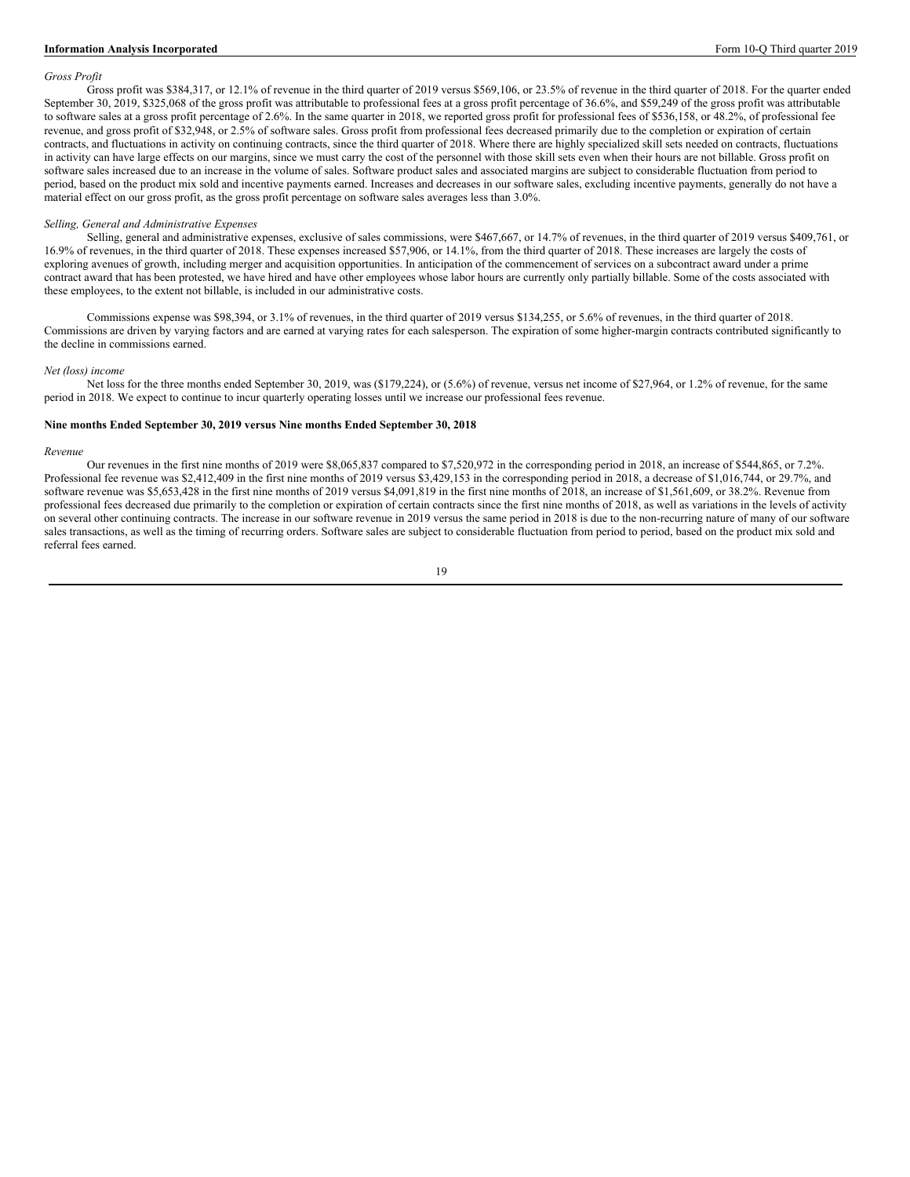*Gross Profit*

Gross profit was $384,317, or 12.1% of revenue in the third quarter of 2019 versus $569,106, or 23.5% of revenue in the third quarter of 2018. For the quarter ended September 30, 2019, $325,068 of the gross profit was attributable to professional fees at a gross profit percentage of 36.6%, and $59,249 of the gross profit was attributable to software sales at a gross profit percentage of 2.6%. In the same quarter in 2018, we reported gross profit for professional fees of $536,158, or 48.2%, of professional fee revenue, and gross profit of $32,948, or 2.5% of software sales. Gross profit from professional fees decreased primarily due to the completion or expiration of certain contracts, and fluctuations in activity on continuing contracts, since the third quarter of 2018. Where there are highly specialized skill sets needed on contracts, fluctuations in activity can have large effects on our margins, since we must carry the cost of the personnel with those skill sets even when their hours are not billable. Gross profit on software sales increased due to an increase in the volume of sales. Software product sales and associated margins are subject to considerable fluctuation from period to period, based on the product mix sold and incentive payments earned. Increases and decreases in our software sales, excluding incentive payments, generally do not have a material effect on our gross profit, as the gross profit percentage on software sales averages less than 3.0%.

*Selling, General and Administrative Expenses*

Selling, general and administrative expenses, exclusive of sales commissions, were $467,667, or 14.7% of revenues, in the third quarter of 2019 versus $409,761, or 16.9% of revenues, in the third quarter of 2018. These expenses increased $57,906, or 14.1%, from the third quarter of 2018. These increases are largely the costs of exploring avenues of growth, including merger and acquisition opportunities. In anticipation of the commencement of services on a subcontract award under a prime contract award that has been protested, we have hired and have other employees whose labor hours are currently only partially billable. Some of the costs associated with these employees, to the extent not billable, is included in our administrative costs.

Commissions expense was $98,394, or 3.1% of revenues, in the third quarter of 2019 versus $134,255, or 5.6% of revenues, in the third quarter of 2018. Commissions are driven by varying factors and are earned at varying rates for each salesperson. The expiration of some higher-margin contracts contributed significantly to the decline in commissions earned.

*Net (loss) income*

Net loss for the three months ended September 30, 2019, was ($179,224), or (5.6%) of revenue, versus net income of $27,964, or 1.2% of revenue, for the same period in 2018. We expect to continue to incur quarterly operating losses until we increase our professional fees revenue.

**Nine months Ended September 30, 2019 versus Nine months Ended September 30, 2018**

*Revenue*

Our revenues in the first nine months of 2019 were $8,065,837 compared to $7,520,972 in the corresponding period in 2018, an increase of $544,865, or 7.2%. Professional fee revenue was $2,412,409 in the first nine months of 2019 versus $3,429,153 in the corresponding period in 2018, a decrease of $1,016,744, or 29.7%, and software revenue was $5,653,428 in the first nine months of 2019 versus $4,091,819 in the first nine months of 2018, an increase of $1,561,609, or 38.2%. Revenue from professional fees decreased due primarily to the completion or expiration of certain contracts since the first nine months of 2018, as well as variations in the levels of activity on several other continuing contracts. The increase in our software revenue in 2019 versus the same period in 2018 is due to the non-recurring nature of many of our software sales transactions, as well as the timing of recurring orders. Software sales are subject to considerable fluctuation from period to period, based on the product mix sold and referral fees earned.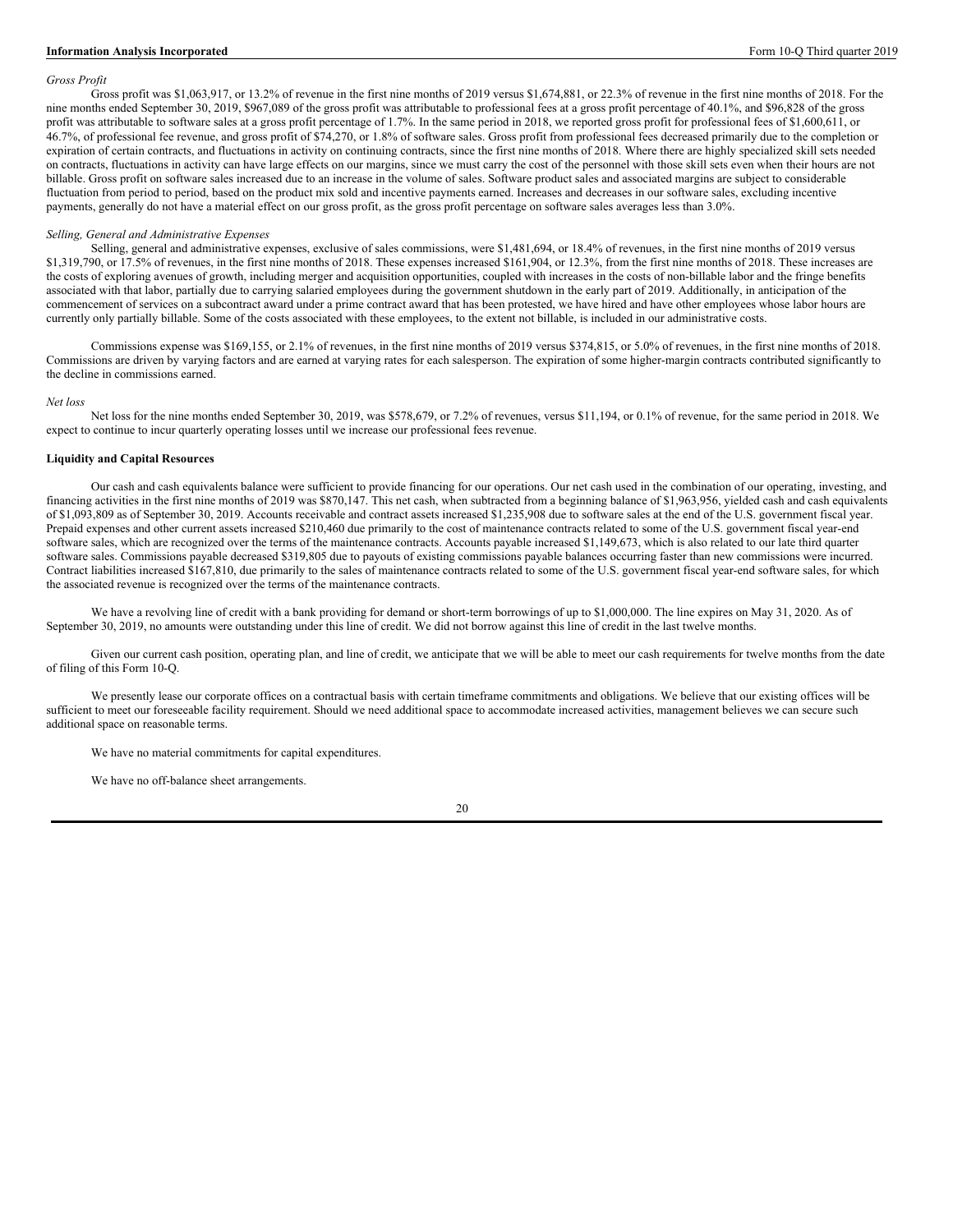*Gross Profit*

Gross profit was $1,063,917, or 13.2% of revenue in the first nine months of 2019 versus $1,674,881, or 22.3% of revenue in the first nine months of 2018. For the nine months ended September 30, 2019, $967,089 of the gross profit was attributable to professional fees at a gross profit percentage of 40.1%, and $96,828 of the gross profit was attributable to software sales at a gross profit percentage of 1.7%. In the same period in 2018, we reported gross profit for professional fees of $1,600,611, or 46.7%, of professional fee revenue, and gross profit of $74,270, or 1.8% of software sales. Gross profit from professional fees decreased primarily due to the completion or expiration of certain contracts, and fluctuations in activity on continuing contracts, since the first nine months of 2018. Where there are highly specialized skill sets needed on contracts, fluctuations in activity can have large effects on our margins, since we must carry the cost of the personnel with those skill sets even when their hours are not billable. Gross profit on software sales increased due to an increase in the volume of sales. Software product sales and associated margins are subject to considerable fluctuation from period to period, based on the product mix sold and incentive payments earned. Increases and decreases in our software sales, excluding incentive payments, generally do not have a material effect on our gross profit, as the gross profit percentage on software sales averages less than 3.0%.

*Selling, General and Administrative Expenses*

Selling, general and administrative expenses, exclusive of sales commissions, were $1,481,694, or 18.4% of revenues, in the first nine months of 2019 versus $1,319,790, or 17.5% of revenues, in the first nine months of 2018. These expenses increased $161,904, or 12.3%, from the first nine months of 2018. These increases are the costs of exploring avenues of growth, including merger and acquisition opportunities, coupled with increases in the costs of non-billable labor and the fringe benefits associated with that labor, partially due to carrying salaried employees during the government shutdown in the early part of 2019. Additionally, in anticipation of the commencement of services on a subcontract award under a prime contract award that has been protested, we have hired and have other employees whose labor hours are currently only partially billable. Some of the costs associated with these employees, to the extent not billable, is included in our administrative costs.

Commissions expense was $169,155, or 2.1% of revenues, in the first nine months of 2019 versus $374,815, or 5.0% of revenues, in the first nine months of 2018. Commissions are driven by varying factors and are earned at varying rates for each salesperson. The expiration of some higher-margin contracts contributed significantly to the decline in commissions earned.

*Net loss*

Net loss for the nine months ended September 30, 2019, was $578,679, or 7.2% of revenues, versus $11,194, or 0.1% of revenue, for the same period in 2018. We expect to continue to incur quarterly operating losses until we increase our professional fees revenue.

**Liquidity and Capital Resources**

Our cash and cash equivalents balance were sufficient to provide financing for our operations. Our net cash used in the combination of our operating, investing, and financing activities in the first nine months of 2019 was $870,147. This net cash, when subtracted from a beginning balance of $1,963,956, yielded cash and cash equivalents of $1,093,809 as of September 30, 2019. Accounts receivable and contract assets increased $1,235,908 due to software sales at the end of the U.S. government fiscal year. Prepaid expenses and other current assets increased $210,460 due primarily to the cost of maintenance contracts related to some of the U.S. government fiscal year-end software sales, which are recognized over the terms of the maintenance contracts. Accounts payable increased $1,149,673, which is also related to our late third quarter software sales. Commissions payable decreased $319,805 due to payouts of existing commissions payable balances occurring faster than new commissions were incurred. Contract liabilities increased $167,810, due primarily to the sales of maintenance contracts related to some of the U.S. government fiscal year-end software sales, for which the associated revenue is recognized over the terms of the maintenance contracts.

We have a revolving line of credit with a bank providing for demand or short-term borrowings of up to $1,000,000. The line expires on May 31, 2020. As of September 30, 2019, no amounts were outstanding under this line of credit. We did not borrow against this line of credit in the last twelve months.

Given our current cash position, operating plan, and line of credit, we anticipate that we will be able to meet our cash requirements for twelve months from the date of filing of this Form 10-Q.

We presently lease our corporate offices on a contractual basis with certain timeframe commitments and obligations. We believe that our existing offices will be sufficient to meet our foreseeable facility requirement. Should we need additional space to accommodate increased activities, management believes we can secure such additional space on reasonable terms.

We have no material commitments for capital expenditures.

We have no off-balance sheet arrangements.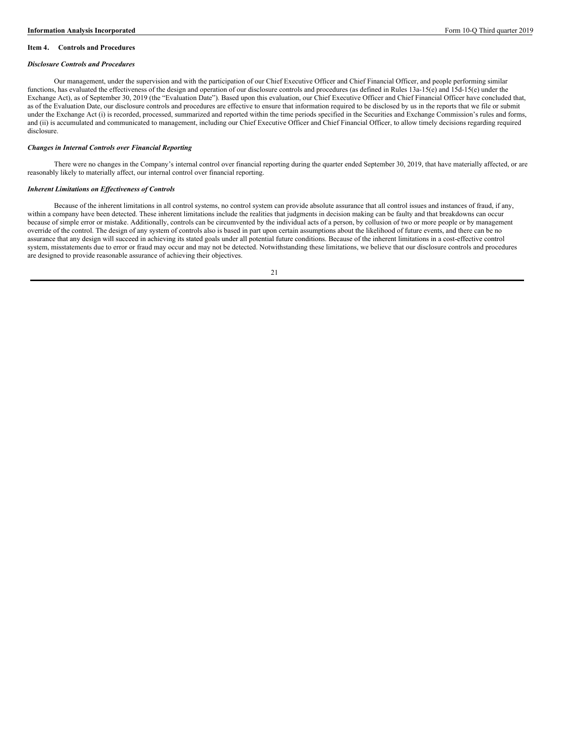## Item 4. Controls and Procedures

***Disclosure Controls and Procedures***

Our management, under the supervision and with the participation of our Chief Executive Officer and Chief Financial Officer, and people performing similar functions, has evaluated the effectiveness of the design and operation of our disclosure controls and procedures (as defined in Rules 13a-15(e) and 15d-15(e) under the Exchange Act), as of September 30, 2019 (the "Evaluation Date"). Based upon this evaluation, our Chief Executive Officer and Chief Financial Officer have concluded that, as of the Evaluation Date, our disclosure controls and procedures are effective to ensure that information required to be disclosed by us in the reports that we file or submit under the Exchange Act (i) is recorded, processed, summarized and reported within the time periods specified in the Securities and Exchange Commission's rules and forms, and (ii) is accumulated and communicated to management, including our Chief Executive Officer and Chief Financial Officer, to allow timely decisions regarding required disclosure.

***Changes in Internal Controls over Financial Reporting***

There were no changes in the Company's internal control over financial reporting during the quarter ended September 30, 2019, that have materially affected, or are reasonably likely to materially affect, our internal control over financial reporting.

***Inherent Limitations on Effectiveness of Controls***

Because of the inherent limitations in all control systems, no control system can provide absolute assurance that all control issues and instances of fraud, if any, within a company have been detected. These inherent limitations include the realities that judgments in decision making can be faulty and that breakdowns can occur because of simple error or mistake. Additionally, controls can be circumvented by the individual acts of a person, by collusion of two or more people or by management override of the control. The design of any system of controls also is based in part upon certain assumptions about the likelihood of future events, and there can be no assurance that any design will succeed in achieving its stated goals under all potential future conditions. Because of the inherent limitations in a cost-effective control system, misstatements due to error or fraud may occur and may not be detected. Notwithstanding these limitations, we believe that our disclosure controls and procedures are designed to provide reasonable assurance of achieving their objectives.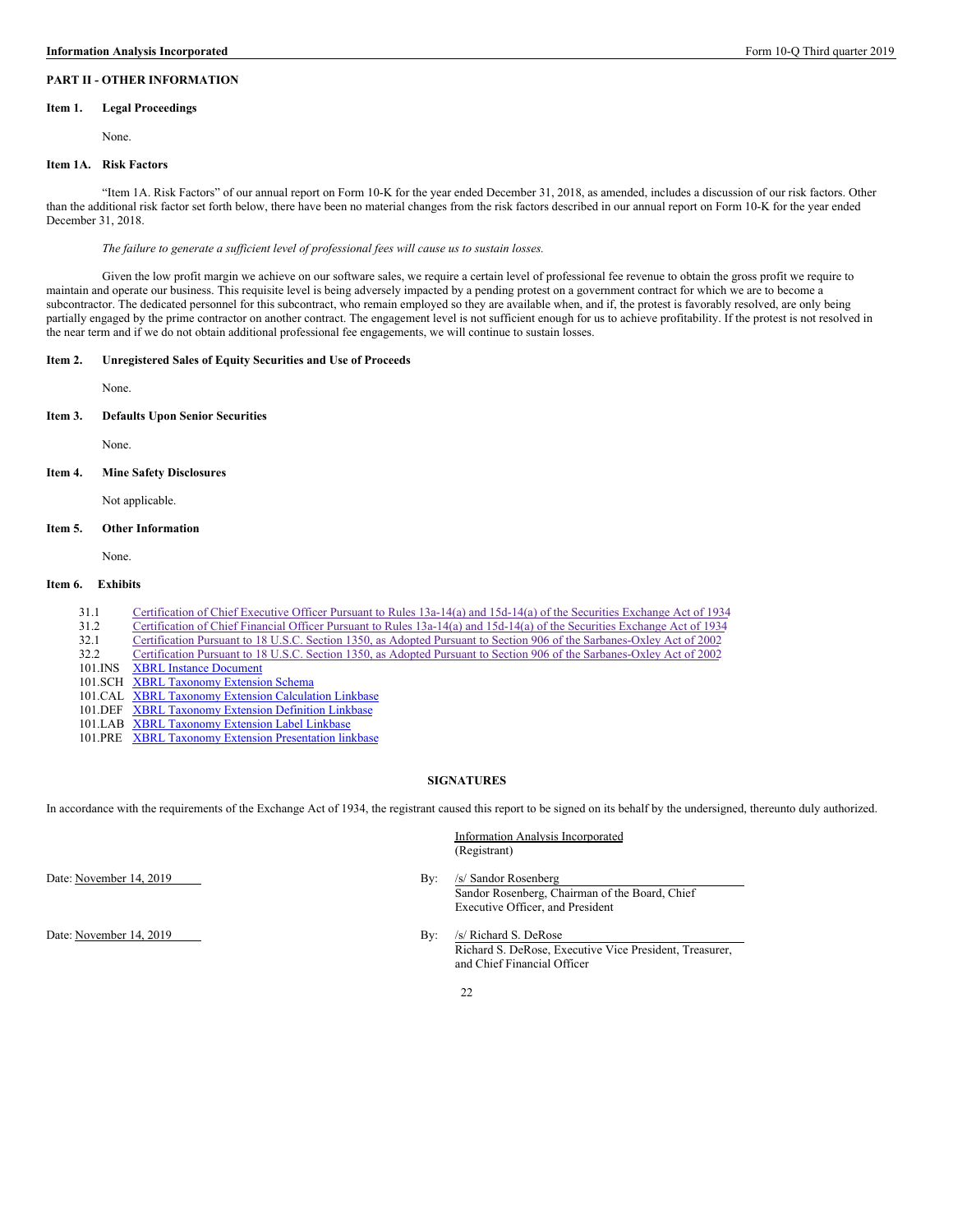## PART II - OTHER INFORMATION

### Item 1. Legal Proceedings

None.

### Item 1A. Risk Factors

"Item 1A. Risk Factors" of our annual report on Form 10-K for the year ended December 31, 2018, as amended, includes a discussion of our risk factors. Other than the additional risk factor set forth below, there have been no material changes from the risk factors described in our annual report on Form 10-K for the year ended December 31, 2018.

*The failure to generate a sufficient level of professional fees will cause us to sustain losses.*

Given the low profit margin we achieve on our software sales, we require a certain level of professional fee revenue to obtain the gross profit we require to maintain and operate our business. This requisite level is being adversely impacted by a pending protest on a government contract for which we are to become a subcontractor. The dedicated personnel for this subcontract, who remain employed so they are available when, and if, the protest is favorably resolved, are only being partially engaged by the prime contractor on another contract. The engagement level is not sufficient enough for us to achieve profitability. If the protest is not resolved in the near term and if we do not obtain additional professional fee engagements, we will continue to sustain losses.

### Item 2. Unregistered Sales of Equity Securities and Use of Proceeds

None.

### Item 3. Defaults Upon Senior Securities

None.

### Item 4. Mine Safety Disclosures

Not applicable.

### Item 5. Other Information

None.

### Item 6. Exhibits

| | |
|---|---|
| 31.1 | Certification of Chief Executive Officer Pursuant to Rules 13a-14(a) and 15d-14(a) of the Securities Exchange Act of 1934 |
| 31.2 | Certification of Chief Financial Officer Pursuant to Rules 13a-14(a) and 15d-14(a) of the Securities Exchange Act of 1934 |
| 32.1 | Certification Pursuant to 18 U.S.C. Section 1350, as Adopted Pursuant to Section 906 of the Sarbanes-Oxley Act of 2002 |
| 32.2 | Certification Pursuant to 18 U.S.C. Section 1350, as Adopted Pursuant to Section 906 of the Sarbanes-Oxley Act of 2002 |
| 101.INS | XBRL Instance Document |
| 101.SCH | XBRL Taxonomy Extension Schema |
| 101.CAL | XBRL Taxonomy Extension Calculation Linkbase |
| 101.DEF | XBRL Taxonomy Extension Definition Linkbase |
| 101.LAB | XBRL Taxonomy Extension Label Linkbase |
| 101.PRE | XBRL Taxonomy Extension Presentation linkbase |

## SIGNATURES

In accordance with the requirements of the Exchange Act of 1934, the registrant caused this report to be signed on its behalf by the undersigned, thereunto duly authorized.

Information Analysis Incorporated
(Registrant)

Date: November 14, 2019

By: /s/ Sandor Rosenberg
Sandor Rosenberg, Chairman of the Board, Chief Executive Officer, and President

Date: November 14, 2019

By: /s/ Richard S. DeRose
Richard S. DeRose, Executive Vice President, Treasurer, and Chief Financial Officer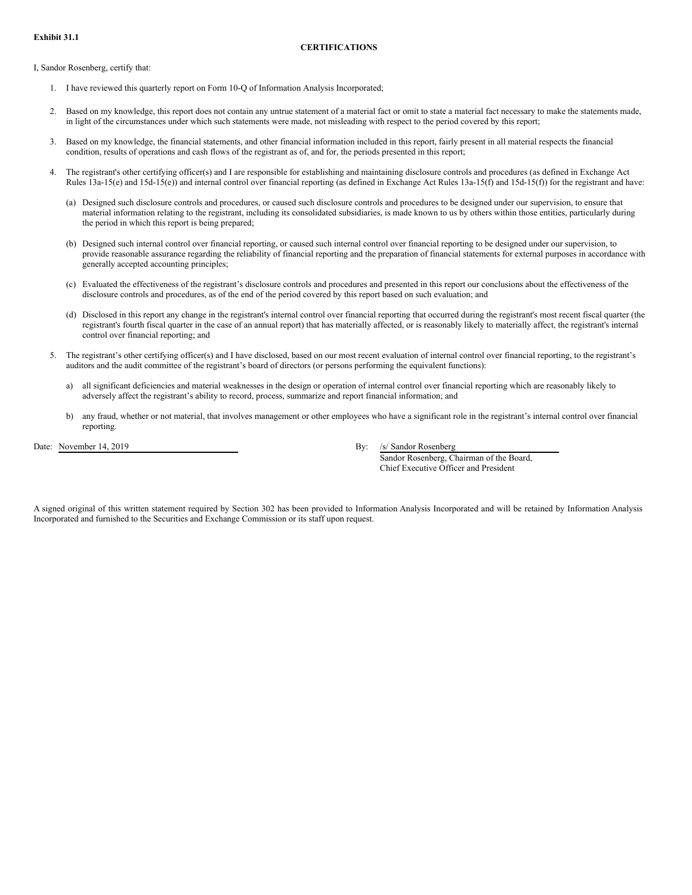**Exhibit 31.1**

**CERTIFICATIONS**

I, Sandor Rosenberg, certify that:

1. I have reviewed this quarterly report on Form 10-Q of Information Analysis Incorporated;

2. Based on my knowledge, this report does not contain any untrue statement of a material fact or omit to state a material fact necessary to make the statements made, in light of the circumstances under which such statements were made, not misleading with respect to the period covered by this report;

3. Based on my knowledge, the financial statements, and other financial information included in this report, fairly present in all material respects the financial condition, results of operations and cash flows of the registrant as of, and for, the periods presented in this report;

4. The registrant's other certifying officer(s) and I are responsible for establishing and maintaining disclosure controls and procedures (as defined in Exchange Act Rules 13a-15(e) and 15d-15(e)) and internal control over financial reporting (as defined in Exchange Act Rules 13a-15(f) and 15d-15(f)) for the registrant and have:

   (a) Designed such disclosure controls and procedures, or caused such disclosure controls and procedures to be designed under our supervision, to ensure that material information relating to the registrant, including its consolidated subsidiaries, is made known to us by others within those entities, particularly during the period in which this report is being prepared;

   (b) Designed such internal control over financial reporting, or caused such internal control over financial reporting to be designed under our supervision, to provide reasonable assurance regarding the reliability of financial reporting and the preparation of financial statements for external purposes in accordance with generally accepted accounting principles;

   (c) Evaluated the effectiveness of the registrant's disclosure controls and procedures and presented in this report our conclusions about the effectiveness of the disclosure controls and procedures, as of the end of the period covered by this report based on such evaluation; and

   (d) Disclosed in this report any change in the registrant's internal control over financial reporting that occurred during the registrant's most recent fiscal quarter (the registrant's fourth fiscal quarter in the case of an annual report) that has materially affected, or is reasonably likely to materially affect, the registrant's internal control over financial reporting; and

5. The registrant's other certifying officer(s) and I have disclosed, based on our most recent evaluation of internal control over financial reporting, to the registrant's auditors and the audit committee of the registrant's board of directors (or persons performing the equivalent functions):

   a) all significant deficiencies and material weaknesses in the design or operation of internal control over financial reporting which are reasonably likely to adversely affect the registrant's ability to record, process, summarize and report financial information; and

   b) any fraud, whether or not material, that involves management or other employees who have a significant role in the registrant's internal control over financial reporting.

Date: November 14, 2019

By: /s/ Sandor Rosenberg
Sandor Rosenberg, Chairman of the Board,
Chief Executive Officer and President

A signed original of this written statement required by Section 302 has been provided to Information Analysis Incorporated and will be retained by Information Analysis Incorporated and furnished to the Securities and Exchange Commission or its staff upon request.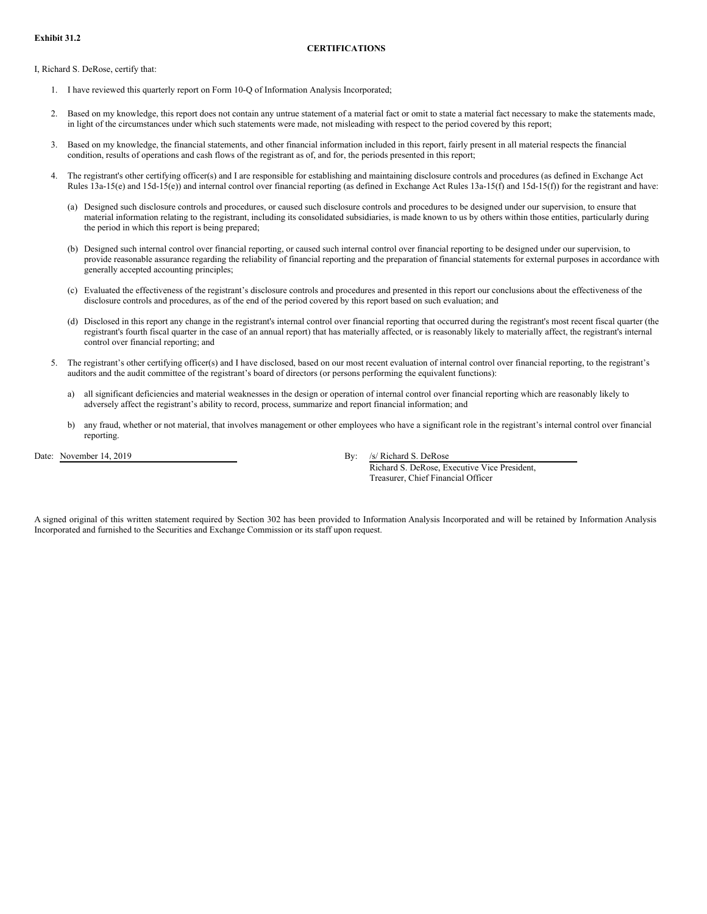**Exhibit 31.2**

**CERTIFICATIONS**

I, Richard S. DeRose, certify that:

1. I have reviewed this quarterly report on Form 10-Q of Information Analysis Incorporated;

2. Based on my knowledge, this report does not contain any untrue statement of a material fact or omit to state a material fact necessary to make the statements made, in light of the circumstances under which such statements were made, not misleading with respect to the period covered by this report;

3. Based on my knowledge, the financial statements, and other financial information included in this report, fairly present in all material respects the financial condition, results of operations and cash flows of the registrant as of, and for, the periods presented in this report;

4. The registrant's other certifying officer(s) and I are responsible for establishing and maintaining disclosure controls and procedures (as defined in Exchange Act Rules 13a-15(e) and 15d-15(e)) and internal control over financial reporting (as defined in Exchange Act Rules 13a-15(f) and 15d-15(f)) for the registrant and have:

   (a) Designed such disclosure controls and procedures, or caused such disclosure controls and procedures to be designed under our supervision, to ensure that material information relating to the registrant, including its consolidated subsidiaries, is made known to us by others within those entities, particularly during the period in which this report is being prepared;

   (b) Designed such internal control over financial reporting, or caused such internal control over financial reporting to be designed under our supervision, to provide reasonable assurance regarding the reliability of financial reporting and the preparation of financial statements for external purposes in accordance with generally accepted accounting principles;

   (c) Evaluated the effectiveness of the registrant's disclosure controls and procedures and presented in this report our conclusions about the effectiveness of the disclosure controls and procedures, as of the end of the period covered by this report based on such evaluation; and

   (d) Disclosed in this report any change in the registrant's internal control over financial reporting that occurred during the registrant's most recent fiscal quarter (the registrant's fourth fiscal quarter in the case of an annual report) that has materially affected, or is reasonably likely to materially affect, the registrant's internal control over financial reporting; and

5. The registrant's other certifying officer(s) and I have disclosed, based on our most recent evaluation of internal control over financial reporting, to the registrant's auditors and the audit committee of the registrant's board of directors (or persons performing the equivalent functions):

   a) all significant deficiencies and material weaknesses in the design or operation of internal control over financial reporting which are reasonably likely to adversely affect the registrant's ability to record, process, summarize and report financial information; and

   b) any fraud, whether or not material, that involves management or other employees who have a significant role in the registrant's internal control over financial reporting.

Date: November 14, 2019

By: /s/ Richard S. DeRose
Richard S. DeRose, Executive Vice President, Treasurer, Chief Financial Officer

A signed original of this written statement required by Section 302 has been provided to Information Analysis Incorporated and will be retained by Information Analysis Incorporated and furnished to the Securities and Exchange Commission or its staff upon request.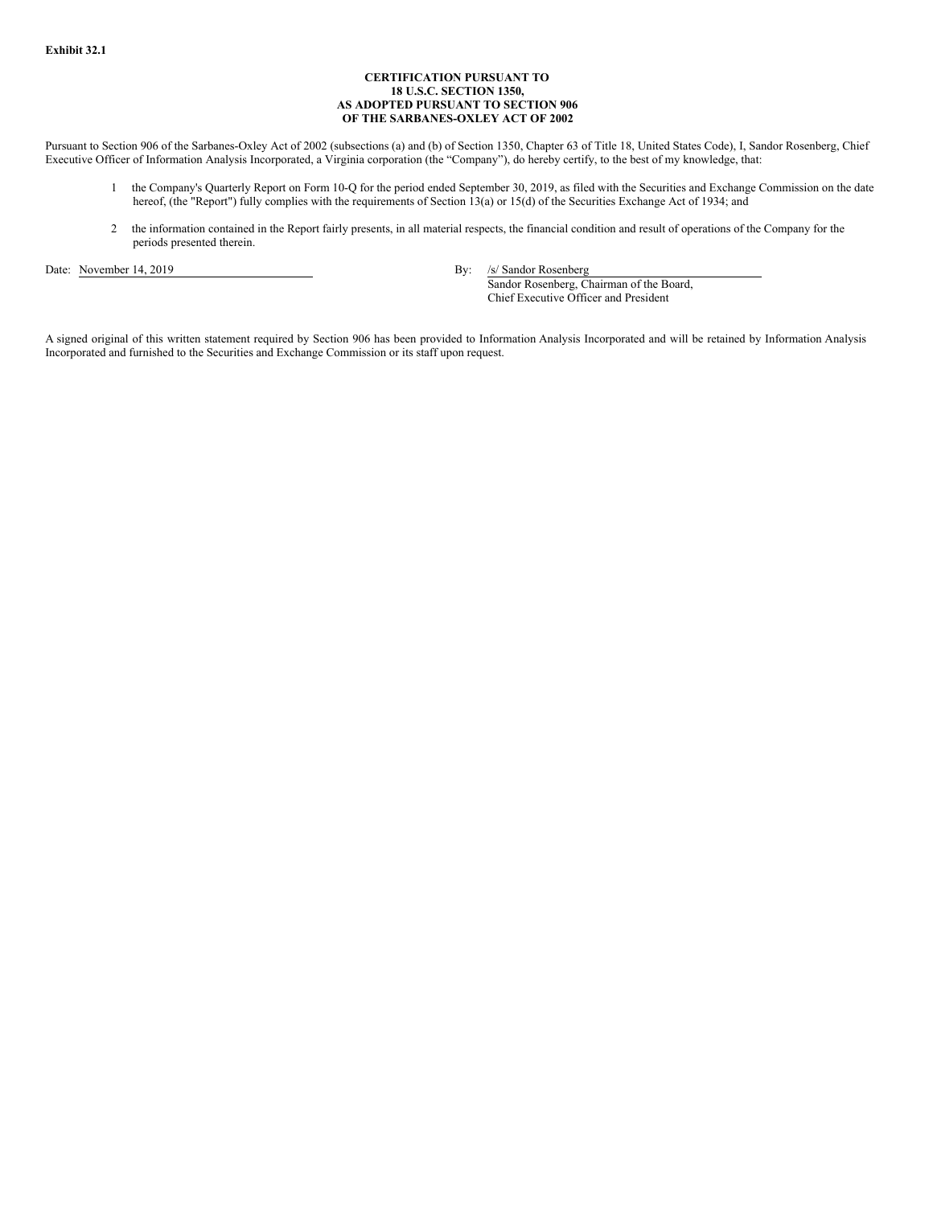**Exhibit 32.1**

**CERTIFICATION PURSUANT TO**
**18 U.S.C. SECTION 1350,**
**AS ADOPTED PURSUANT TO SECTION 906**
**OF THE SARBANES-OXLEY ACT OF 2002**

Pursuant to Section 906 of the Sarbanes-Oxley Act of 2002 (subsections (a) and (b) of Section 1350, Chapter 63 of Title 18, United States Code), I, Sandor Rosenberg, Chief Executive Officer of Information Analysis Incorporated, a Virginia corporation (the "Company"), do hereby certify, to the best of my knowledge, that:

1 the Company's Quarterly Report on Form 10-Q for the period ended September 30, 2019, as filed with the Securities and Exchange Commission on the date hereof, (the "Report") fully complies with the requirements of Section 13(a) or 15(d) of the Securities Exchange Act of 1934; and

2 the information contained in the Report fairly presents, in all material respects, the financial condition and result of operations of the Company for the periods presented therein.

Date: November 14, 2019

By: /s/ Sandor Rosenberg
Sandor Rosenberg, Chairman of the Board,
Chief Executive Officer and President

A signed original of this written statement required by Section 906 has been provided to Information Analysis Incorporated and will be retained by Information Analysis Incorporated and furnished to the Securities and Exchange Commission or its staff upon request.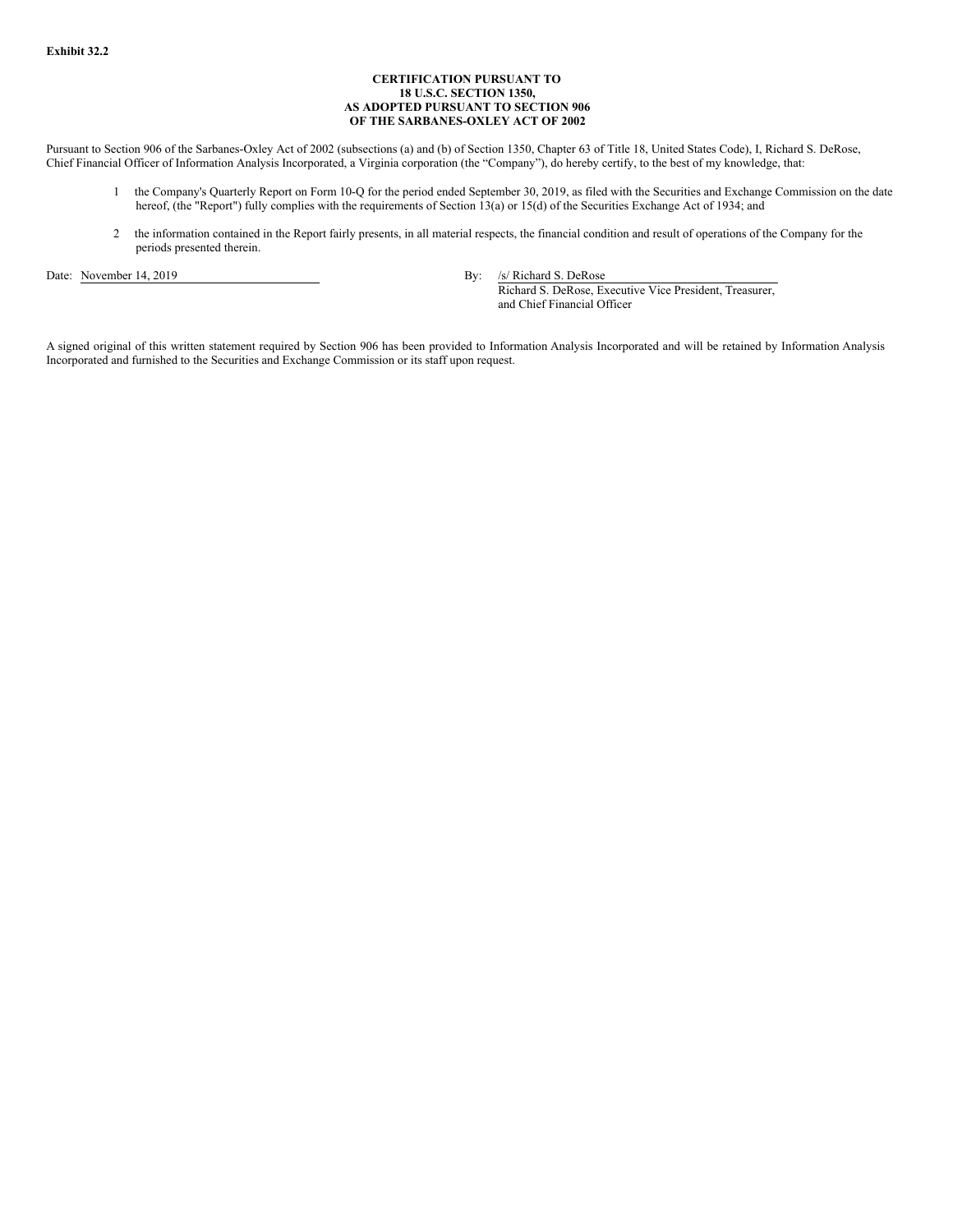**Exhibit 32.2**

**CERTIFICATION PURSUANT TO**
**18 U.S.C. SECTION 1350,**
**AS ADOPTED PURSUANT TO SECTION 906**
**OF THE SARBANES-OXLEY ACT OF 2002**

Pursuant to Section 906 of the Sarbanes-Oxley Act of 2002 (subsections (a) and (b) of Section 1350, Chapter 63 of Title 18, United States Code), I, Richard S. DeRose, Chief Financial Officer of Information Analysis Incorporated, a Virginia corporation (the "Company"), do hereby certify, to the best of my knowledge, that:

1 the Company's Quarterly Report on Form 10-Q for the period ended September 30, 2019, as filed with the Securities and Exchange Commission on the date hereof, (the "Report") fully complies with the requirements of Section 13(a) or 15(d) of the Securities Exchange Act of 1934; and

2 the information contained in the Report fairly presents, in all material respects, the financial condition and result of operations of the Company for the periods presented therein.

Date: November 14, 2019

By: /s/ Richard S. DeRose
Richard S. DeRose, Executive Vice President, Treasurer, and Chief Financial Officer

A signed original of this written statement required by Section 906 has been provided to Information Analysis Incorporated and will be retained by Information Analysis Incorporated and furnished to the Securities and Exchange Commission or its staff upon request.